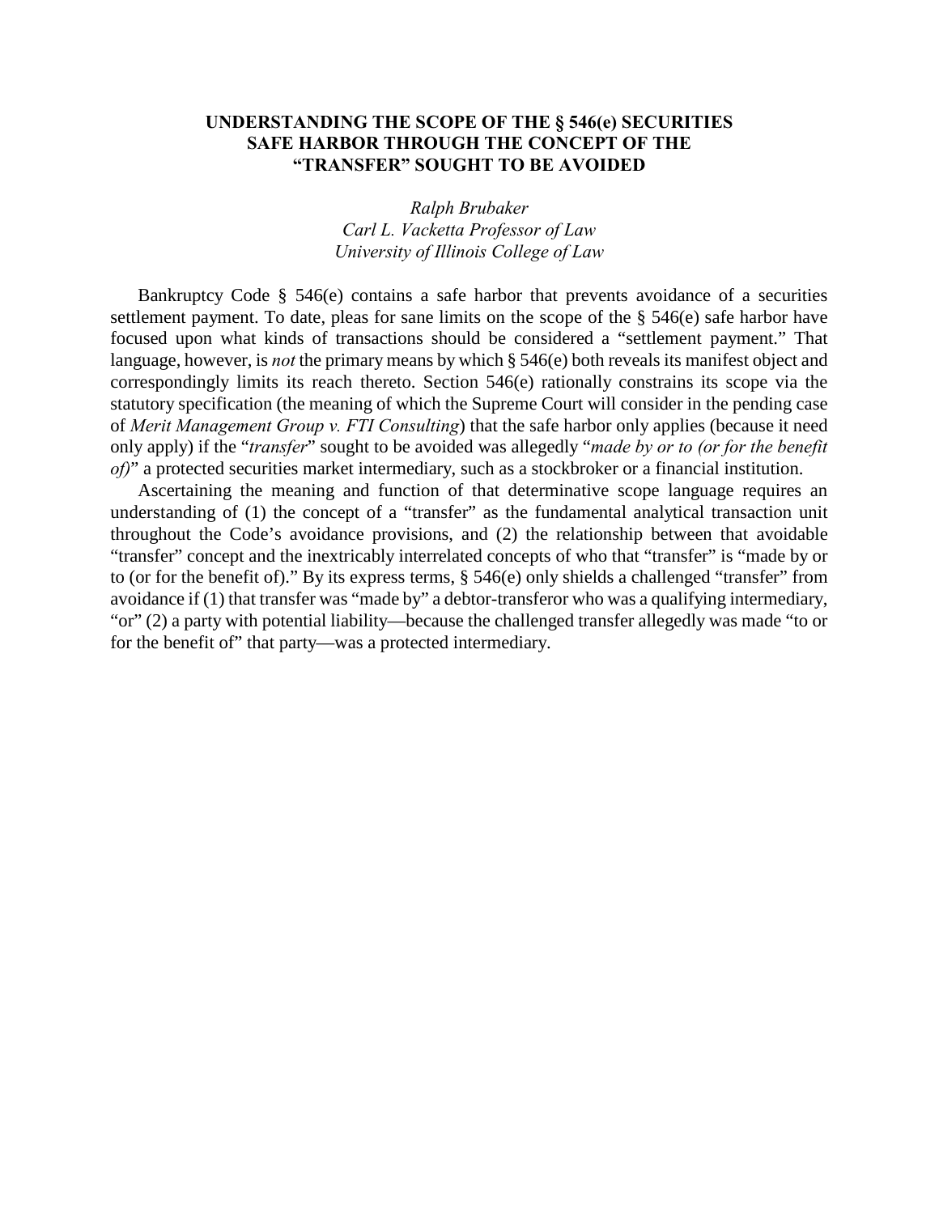# UNDERSTANDING THE SCOPE OF THE § 546(e) SECURITIES SAFE HARBOR THROUGH THE CONCEPT OF THE "TRANSFER" SOUGHT TO BE AVOIDED

*Ralph Brubaker*
*Carl L. Vacketta Professor of Law*
*University of Illinois College of Law*

Bankruptcy Code § 546(e) contains a safe harbor that prevents avoidance of a securities settlement payment. To date, pleas for sane limits on the scope of the § 546(e) safe harbor have focused upon what kinds of transactions should be considered a "settlement payment." That language, however, is *not* the primary means by which § 546(e) both reveals its manifest object and correspondingly limits its reach thereto. Section 546(e) rationally constrains its scope via the statutory specification (the meaning of which the Supreme Court will consider in the pending case of *Merit Management Group v. FTI Consulting*) that the safe harbor only applies (because it need only apply) if the "*transfer*" sought to be avoided was allegedly "*made by or to (or for the benefit of)*" a protected securities market intermediary, such as a stockbroker or a financial institution.

Ascertaining the meaning and function of that determinative scope language requires an understanding of (1) the concept of a "transfer" as the fundamental analytical transaction unit throughout the Code's avoidance provisions, and (2) the relationship between that avoidable "transfer" concept and the inextricably interrelated concepts of who that "transfer" is "made by or to (or for the benefit of)." By its express terms, § 546(e) only shields a challenged "transfer" from avoidance if (1) that transfer was "made by" a debtor-transferor who was a qualifying intermediary, "or" (2) a party with potential liability—because the challenged transfer allegedly was made "to or for the benefit of" that party—was a protected intermediary.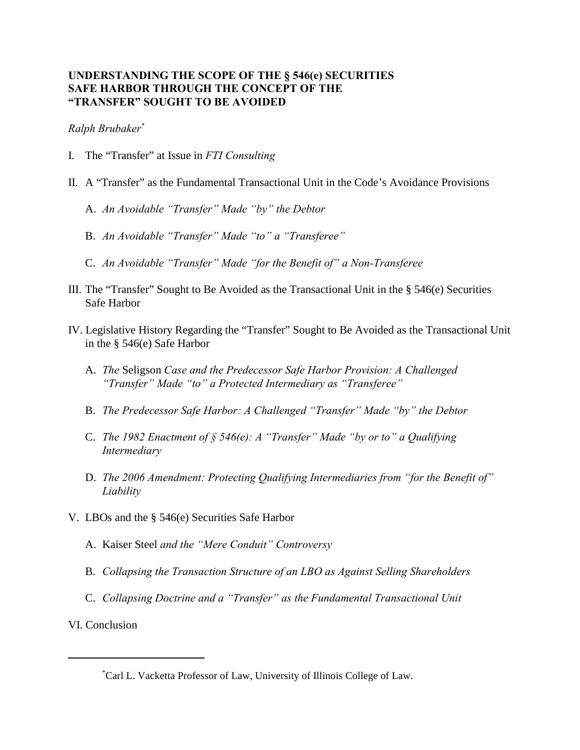**UNDERSTANDING THE SCOPE OF THE § 546(e) SECURITIES SAFE HARBOR THROUGH THE CONCEPT OF THE "TRANSFER" SOUGHT TO BE AVOIDED**

*Ralph Brubaker*[*]

I. The "Transfer" at Issue in *FTI Consulting*

II. A "Transfer" as the Fundamental Transactional Unit in the Code's Avoidance Provisions

   A. *An Avoidable "Transfer" Made "by" the Debtor*

   B. *An Avoidable "Transfer" Made "to" a "Transferee"*

   C. *An Avoidable "Transfer" Made "for the Benefit of" a Non-Transferee*

III. The "Transfer" Sought to Be Avoided as the Transactional Unit in the § 546(e) Securities Safe Harbor

IV. Legislative History Regarding the "Transfer" Sought to Be Avoided as the Transactional Unit in the § 546(e) Safe Harbor

   A. *The* Seligson *Case and the Predecessor Safe Harbor Provision: A Challenged "Transfer" Made "to" a Protected Intermediary as "Transferee"*

   B. *The Predecessor Safe Harbor: A Challenged "Transfer" Made "by" the Debtor*

   C. *The 1982 Enactment of § 546(e): A "Transfer" Made "by or to" a Qualifying Intermediary*

   D. *The 2006 Amendment: Protecting Qualifying Intermediaries from "for the Benefit of" Liability*

V. LBOs and the § 546(e) Securities Safe Harbor

   A. Kaiser Steel *and the "Mere Conduit" Controversy*

   B. *Collapsing the Transaction Structure of an LBO as Against Selling Shareholders*

   C. *Collapsing Doctrine and a "Transfer" as the Fundamental Transactional Unit*

VI. Conclusion

---

[*] Carl L. Vacketta Professor of Law, University of Illinois College of Law.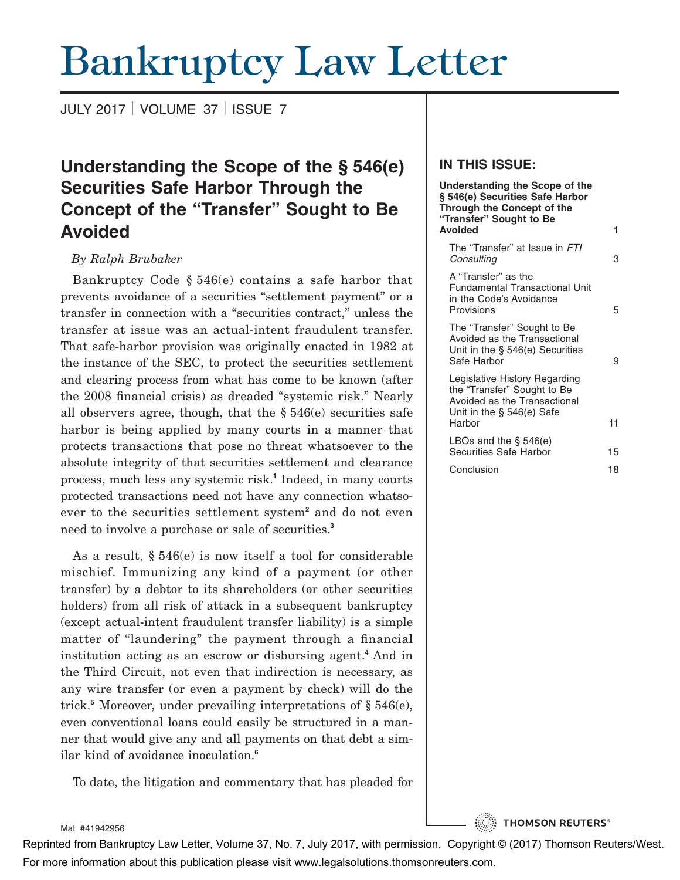# Bankruptcy Law Letter

JULY 2017 | VOLUME 37 | ISSUE 7

## Understanding the Scope of the § 546(e) Securities Safe Harbor Through the Concept of the "Transfer" Sought to Be Avoided

*By Ralph Brubaker*

Bankruptcy Code § 546(e) contains a safe harbor that prevents avoidance of a securities "settlement payment" or a transfer in connection with a "securities contract," unless the transfer at issue was an actual-intent fraudulent transfer. That safe-harbor provision was originally enacted in 1982 at the instance of the SEC, to protect the securities settlement and clearing process from what has come to be known (after the 2008 financial crisis) as dreaded "systemic risk." Nearly all observers agree, though, that the § 546(e) securities safe harbor is being applied by many courts in a manner that protects transactions that pose no threat whatsoever to the absolute integrity of that securities settlement and clearance process, much less any systemic risk.[1] Indeed, in many courts protected transactions need not have any connection whatsoever to the securities settlement system[2] and do not even need to involve a purchase or sale of securities.[3]

As a result, § 546(e) is now itself a tool for considerable mischief. Immunizing any kind of a payment (or other transfer) by a debtor to its shareholders (or other securities holders) from all risk of attack in a subsequent bankruptcy (except actual-intent fraudulent transfer liability) is a simple matter of "laundering" the payment through a financial institution acting as an escrow or disbursing agent.[4] And in the Third Circuit, not even that indirection is necessary, as any wire transfer (or even a payment by check) will do the trick.[5] Moreover, under prevailing interpretations of § 546(e), even conventional loans could easily be structured in a manner that would give any and all payments on that debt a similar kind of avoidance inoculation.[6]

To date, the litigation and commentary that has pleaded for

### IN THIS ISSUE:

| | |
|---|---|
| **Understanding the Scope of the § 546(e) Securities Safe Harbor Through the Concept of the "Transfer" Sought to Be Avoided** | **1** |
| The "Transfer" at Issue in *FTI Consulting* | 3 |
| A "Transfer" as the Fundamental Transactional Unit in the Code's Avoidance Provisions | 5 |
| The "Transfer" Sought to Be Avoided as the Transactional Unit in the § 546(e) Securities Safe Harbor | 9 |
| Legislative History Regarding the "Transfer" Sought to Be Avoided as the Transactional Unit in the § 546(e) Safe Harbor | 11 |
| LBOs and the § 546(e) Securities Safe Harbor | 15 |
| Conclusion | 18 |

Mat #41942956

Reprinted from Bankruptcy Law Letter, Volume 37, No. 7, July 2017, with permission. Copyright © (2017) Thomson Reuters/West. For more information about this publication please visit www.legalsolutions.thomsonreuters.com.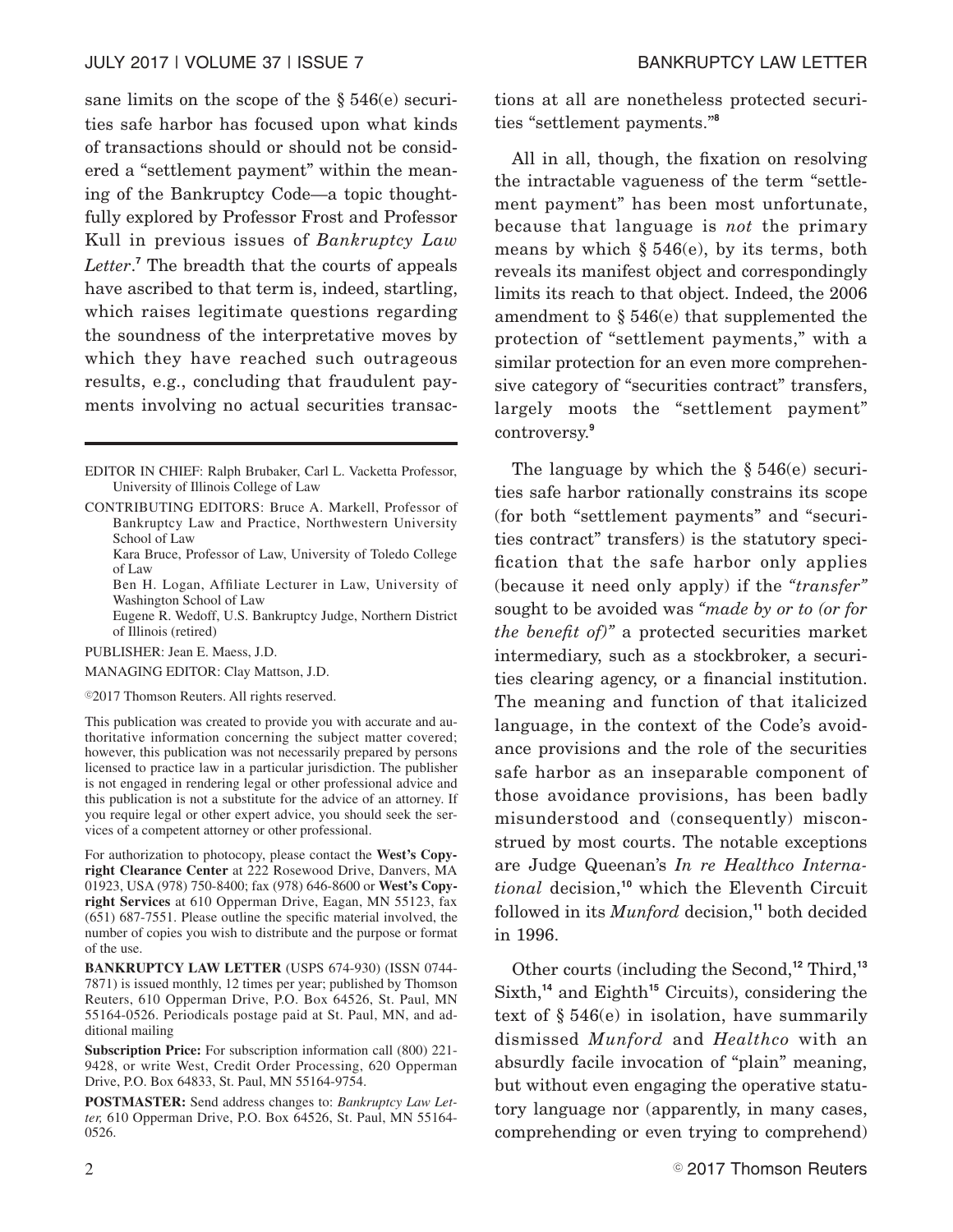sane limits on the scope of the § 546(e) securities safe harbor has focused upon what kinds of transactions should or should not be considered a "settlement payment" within the meaning of the Bankruptcy Code—a topic thoughtfully explored by Professor Frost and Professor Kull in previous issues of *Bankruptcy Law Letter*.[7] The breadth that the courts of appeals have ascribed to that term is, indeed, startling, which raises legitimate questions regarding the soundness of the interpretative moves by which they have reached such outrageous results, e.g., concluding that fraudulent payments involving no actual securities transactions at all are nonetheless protected securities "settlement payments."[8]

All in all, though, the fixation on resolving the intractable vagueness of the term "settlement payment" has been most unfortunate, because that language is *not* the primary means by which § 546(e), by its terms, both reveals its manifest object and correspondingly limits its reach to that object. Indeed, the 2006 amendment to § 546(e) that supplemented the protection of "settlement payments," with a similar protection for an even more comprehensive category of "securities contract" transfers, largely moots the "settlement payment" controversy.[9]

The language by which the § 546(e) securities safe harbor rationally constrains its scope (for both "settlement payments" and "securities contract" transfers) is the statutory specification that the safe harbor only applies (because it need only apply) if the *"transfer"* sought to be avoided was *"made by or to (or for the benefit of)"* a protected securities market intermediary, such as a stockbroker, a securities clearing agency, or a financial institution. The meaning and function of that italicized language, in the context of the Code's avoidance provisions and the role of the securities safe harbor as an inseparable component of those avoidance provisions, has been badly misunderstood and (consequently) misconstrued by most courts. The notable exceptions are Judge Queenan's *In re Healthco International* decision,[10] which the Eleventh Circuit followed in its *Munford* decision,[11] both decided in 1996.

Other courts (including the Second,[12] Third,[13] Sixth,[14] and Eighth[15] Circuits), considering the text of § 546(e) in isolation, have summarily dismissed *Munford* and *Healthco* with an absurdly facile invocation of "plain" meaning, but without even engaging the operative statutory language nor (apparently, in many cases, comprehending or even trying to comprehend)

---

EDITOR IN CHIEF: Ralph Brubaker, Carl L. Vacketta Professor, University of Illinois College of Law

CONTRIBUTING EDITORS: Bruce A. Markell, Professor of Bankruptcy Law and Practice, Northwestern University School of Law

Kara Bruce, Professor of Law, University of Toledo College of Law

Ben H. Logan, Affiliate Lecturer in Law, University of Washington School of Law

Eugene R. Wedoff, U.S. Bankruptcy Judge, Northern District of Illinois (retired)

PUBLISHER: Jean E. Maess, J.D.

MANAGING EDITOR: Clay Mattson, J.D.

©2017 Thomson Reuters. All rights reserved.

This publication was created to provide you with accurate and authoritative information concerning the subject matter covered; however, this publication was not necessarily prepared by persons licensed to practice law in a particular jurisdiction. The publisher is not engaged in rendering legal or other professional advice and this publication is not a substitute for the advice of an attorney. If you require legal or other expert advice, you should seek the services of a competent attorney or other professional.

For authorization to photocopy, please contact the **West's Copyright Clearance Center** at 222 Rosewood Drive, Danvers, MA 01923, USA (978) 750-8400; fax (978) 646-8600 or **West's Copyright Services** at 610 Opperman Drive, Eagan, MN 55123, fax (651) 687-7551. Please outline the specific material involved, the number of copies you wish to distribute and the purpose or format of the use.

**BANKRUPTCY LAW LETTER** (USPS 674-930) (ISSN 0744-7871) is issued monthly, 12 times per year; published by Thomson Reuters, 610 Opperman Drive, P.O. Box 64526, St. Paul, MN 55164-0526. Periodicals postage paid at St. Paul, MN, and additional mailing

**Subscription Price:** For subscription information call (800) 221-9428, or write West, Credit Order Processing, 620 Opperman Drive, P.O. Box 64833, St. Paul, MN 55164-9754.

**POSTMASTER:** Send address changes to: *Bankruptcy Law Letter,* 610 Opperman Drive, P.O. Box 64526, St. Paul, MN 55164-0526.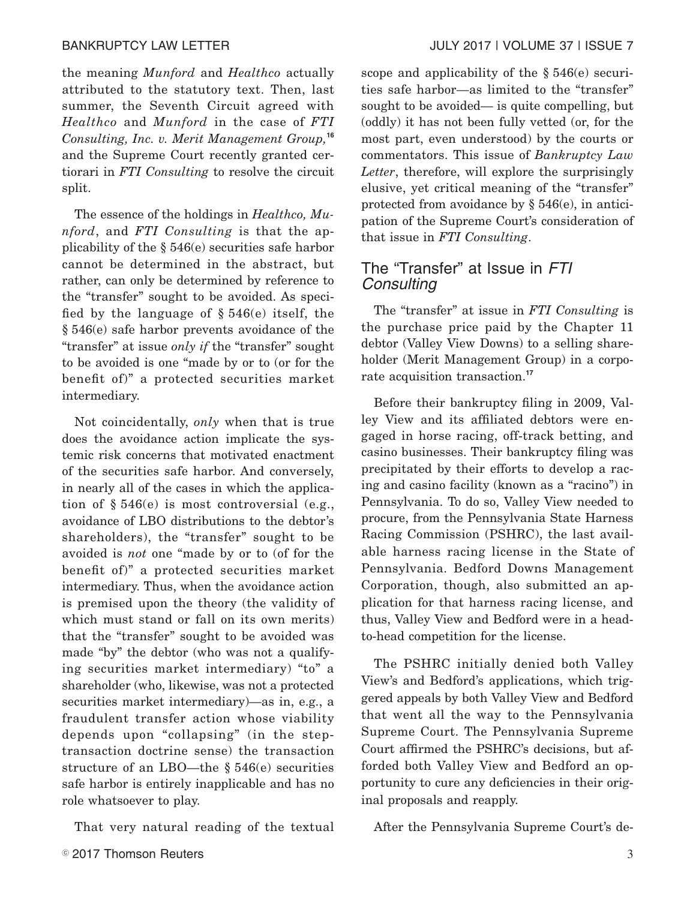the meaning *Munford* and *Healthco* actually attributed to the statutory text. Then, last summer, the Seventh Circuit agreed with *Healthco* and *Munford* in the case of *FTI Consulting, Inc. v. Merit Management Group,*[16] and the Supreme Court recently granted certiorari in *FTI Consulting* to resolve the circuit split.

The essence of the holdings in *Healthco, Munford*, and *FTI Consulting* is that the applicability of the § 546(e) securities safe harbor cannot be determined in the abstract, but rather, can only be determined by reference to the "transfer" sought to be avoided. As specified by the language of § 546(e) itself, the § 546(e) safe harbor prevents avoidance of the "transfer" at issue *only if* the "transfer" sought to be avoided is one "made by or to (or for the benefit of)" a protected securities market intermediary.

Not coincidentally, *only* when that is true does the avoidance action implicate the systemic risk concerns that motivated enactment of the securities safe harbor. And conversely, in nearly all of the cases in which the application of § 546(e) is most controversial (e.g., avoidance of LBO distributions to the debtor's shareholders), the "transfer" sought to be avoided is *not* one "made by or to (of for the benefit of)" a protected securities market intermediary. Thus, when the avoidance action is premised upon the theory (the validity of which must stand or fall on its own merits) that the "transfer" sought to be avoided was made "by" the debtor (who was not a qualifying securities market intermediary) "to" a shareholder (who, likewise, was not a protected securities market intermediary)—as in, e.g., a fraudulent transfer action whose viability depends upon "collapsing" (in the step-transaction doctrine sense) the transaction structure of an LBO—the § 546(e) securities safe harbor is entirely inapplicable and has no role whatsoever to play.

That very natural reading of the textual scope and applicability of the § 546(e) securities safe harbor—as limited to the "transfer" sought to be avoided— is quite compelling, but (oddly) it has not been fully vetted (or, for the most part, even understood) by the courts or commentators. This issue of *Bankruptcy Law Letter*, therefore, will explore the surprisingly elusive, yet critical meaning of the "transfer" protected from avoidance by § 546(e), in anticipation of the Supreme Court's consideration of that issue in *FTI Consulting*.

## The "Transfer" at Issue in *FTI Consulting*

The "transfer" at issue in *FTI Consulting* is the purchase price paid by the Chapter 11 debtor (Valley View Downs) to a selling shareholder (Merit Management Group) in a corporate acquisition transaction.[17]

Before their bankruptcy filing in 2009, Valley View and its affiliated debtors were engaged in horse racing, off-track betting, and casino businesses. Their bankruptcy filing was precipitated by their efforts to develop a racing and casino facility (known as a "racino") in Pennsylvania. To do so, Valley View needed to procure, from the Pennsylvania State Harness Racing Commission (PSHRC), the last available harness racing license in the State of Pennsylvania. Bedford Downs Management Corporation, though, also submitted an application for that harness racing license, and thus, Valley View and Bedford were in a head-to-head competition for the license.

The PSHRC initially denied both Valley View's and Bedford's applications, which triggered appeals by both Valley View and Bedford that went all the way to the Pennsylvania Supreme Court. The Pennsylvania Supreme Court affirmed the PSHRC's decisions, but afforded both Valley View and Bedford an opportunity to cure any deficiencies in their original proposals and reapply.

After the Pennsylvania Supreme Court's de-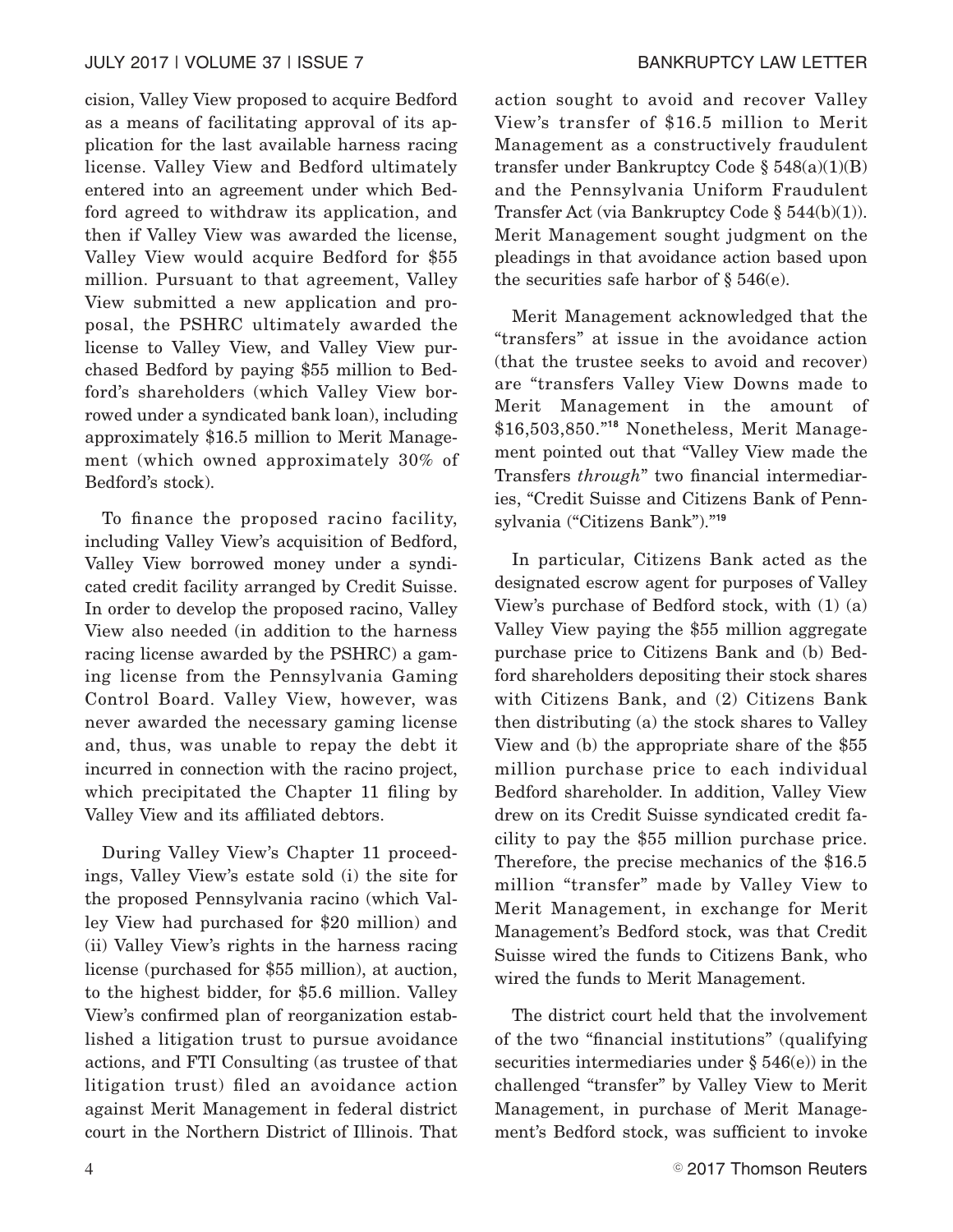cision, Valley View proposed to acquire Bedford as a means of facilitating approval of its application for the last available harness racing license. Valley View and Bedford ultimately entered into an agreement under which Bedford agreed to withdraw its application, and then if Valley View was awarded the license, Valley View would acquire Bedford for $55 million. Pursuant to that agreement, Valley View submitted a new application and proposal, the PSHRC ultimately awarded the license to Valley View, and Valley View purchased Bedford by paying $55 million to Bedford's shareholders (which Valley View borrowed under a syndicated bank loan), including approximately $16.5 million to Merit Management (which owned approximately 30% of Bedford's stock).

To finance the proposed racino facility, including Valley View's acquisition of Bedford, Valley View borrowed money under a syndicated credit facility arranged by Credit Suisse. In order to develop the proposed racino, Valley View also needed (in addition to the harness racing license awarded by the PSHRC) a gaming license from the Pennsylvania Gaming Control Board. Valley View, however, was never awarded the necessary gaming license and, thus, was unable to repay the debt it incurred in connection with the racino project, which precipitated the Chapter 11 filing by Valley View and its affiliated debtors.

During Valley View's Chapter 11 proceedings, Valley View's estate sold (i) the site for the proposed Pennsylvania racino (which Valley View had purchased for $20 million) and (ii) Valley View's rights in the harness racing license (purchased for $55 million), at auction, to the highest bidder, for $5.6 million. Valley View's confirmed plan of reorganization established a litigation trust to pursue avoidance actions, and FTI Consulting (as trustee of that litigation trust) filed an avoidance action against Merit Management in federal district court in the Northern District of Illinois. That action sought to avoid and recover Valley View's transfer of $16.5 million to Merit Management as a constructively fraudulent transfer under Bankruptcy Code § 548(a)(1)(B) and the Pennsylvania Uniform Fraudulent Transfer Act (via Bankruptcy Code § 544(b)(1)). Merit Management sought judgment on the pleadings in that avoidance action based upon the securities safe harbor of § 546(e).

Merit Management acknowledged that the "transfers" at issue in the avoidance action (that the trustee seeks to avoid and recover) are "transfers Valley View Downs made to Merit Management in the amount of $16,503,850."[18] Nonetheless, Merit Management pointed out that "Valley View made the Transfers *through*" two financial intermediaries, "Credit Suisse and Citizens Bank of Pennsylvania ("Citizens Bank")."[19]

In particular, Citizens Bank acted as the designated escrow agent for purposes of Valley View's purchase of Bedford stock, with (1) (a) Valley View paying the $55 million aggregate purchase price to Citizens Bank and (b) Bedford shareholders depositing their stock shares with Citizens Bank, and (2) Citizens Bank then distributing (a) the stock shares to Valley View and (b) the appropriate share of the $55 million purchase price to each individual Bedford shareholder. In addition, Valley View drew on its Credit Suisse syndicated credit facility to pay the $55 million purchase price. Therefore, the precise mechanics of the $16.5 million "transfer" made by Valley View to Merit Management, in exchange for Merit Management's Bedford stock, was that Credit Suisse wired the funds to Citizens Bank, who wired the funds to Merit Management.

The district court held that the involvement of the two "financial institutions" (qualifying securities intermediaries under § 546(e)) in the challenged "transfer" by Valley View to Merit Management, in purchase of Merit Management's Bedford stock, was sufficient to invoke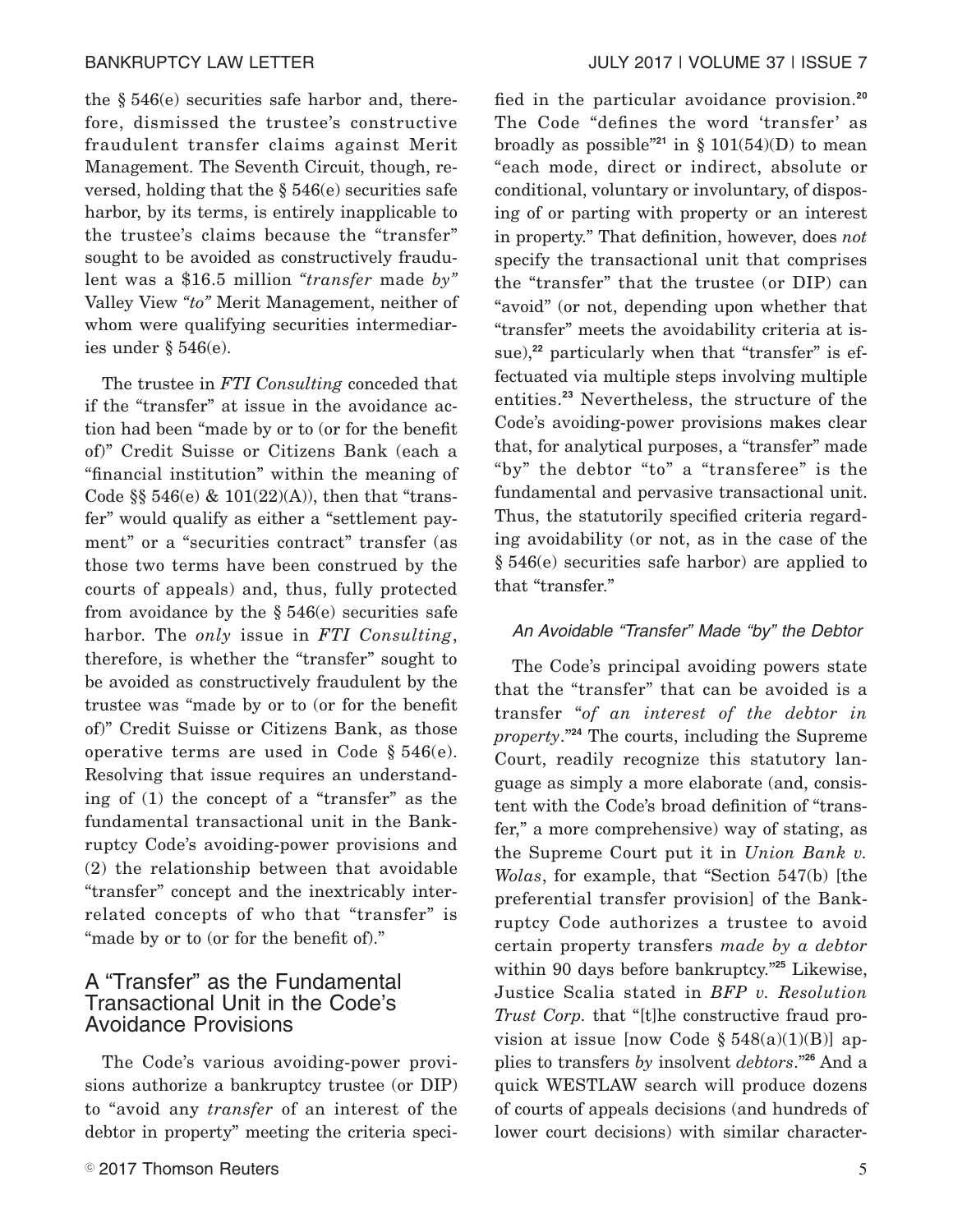the § 546(e) securities safe harbor and, therefore, dismissed the trustee's constructive fraudulent transfer claims against Merit Management. The Seventh Circuit, though, reversed, holding that the § 546(e) securities safe harbor, by its terms, is entirely inapplicable to the trustee's claims because the "transfer" sought to be avoided as constructively fraudulent was a $16.5 million *"transfer* made *by"* Valley View *"to"* Merit Management, neither of whom were qualifying securities intermediaries under § 546(e).

The trustee in *FTI Consulting* conceded that if the "transfer" at issue in the avoidance action had been "made by or to (or for the benefit of)" Credit Suisse or Citizens Bank (each a "financial institution" within the meaning of Code §§ 546(e) & 101(22)(A)), then that "transfer" would qualify as either a "settlement payment" or a "securities contract" transfer (as those two terms have been construed by the courts of appeals) and, thus, fully protected from avoidance by the § 546(e) securities safe harbor. The *only* issue in *FTI Consulting*, therefore, is whether the "transfer" sought to be avoided as constructively fraudulent by the trustee was "made by or to (or for the benefit of)" Credit Suisse or Citizens Bank, as those operative terms are used in Code § 546(e). Resolving that issue requires an understanding of (1) the concept of a "transfer" as the fundamental transactional unit in the Bankruptcy Code's avoiding-power provisions and (2) the relationship between that avoidable "transfer" concept and the inextricably interrelated concepts of who that "transfer" is "made by or to (or for the benefit of)."

## A "Transfer" as the Fundamental Transactional Unit in the Code's Avoidance Provisions

The Code's various avoiding-power provisions authorize a bankruptcy trustee (or DIP) to "avoid any *transfer* of an interest of the debtor in property" meeting the criteria specified in the particular avoidance provision.[20] The Code "defines the word 'transfer' as broadly as possible"[21] in § 101(54)(D) to mean "each mode, direct or indirect, absolute or conditional, voluntary or involuntary, of disposing of or parting with property or an interest in property." That definition, however, does *not* specify the transactional unit that comprises the "transfer" that the trustee (or DIP) can "avoid" (or not, depending upon whether that "transfer" meets the avoidability criteria at issue),[22] particularly when that "transfer" is effectuated via multiple steps involving multiple entities.[23] Nevertheless, the structure of the Code's avoiding-power provisions makes clear that, for analytical purposes, a "transfer" made "by" the debtor "to" a "transferee" is the fundamental and pervasive transactional unit. Thus, the statutorily specified criteria regarding avoidability (or not, as in the case of the § 546(e) securities safe harbor) are applied to that "transfer."

### *An Avoidable "Transfer" Made "by" the Debtor*

The Code's principal avoiding powers state that the "transfer" that can be avoided is a transfer "*of an interest of the debtor in property*."[24] The courts, including the Supreme Court, readily recognize this statutory language as simply a more elaborate (and, consistent with the Code's broad definition of "transfer," a more comprehensive) way of stating, as the Supreme Court put it in *Union Bank v. Wolas*, for example, that "Section 547(b) [the preferential transfer provision] of the Bankruptcy Code authorizes a trustee to avoid certain property transfers *made by a debtor* within 90 days before bankruptcy."[25] Likewise, Justice Scalia stated in *BFP v. Resolution Trust Corp.* that "[t]he constructive fraud provision at issue [now Code § 548(a)(1)(B)] applies to transfers *by* insolvent *debtors*."[26] And a quick WESTLAW search will produce dozens of courts of appeals decisions (and hundreds of lower court decisions) with similar character-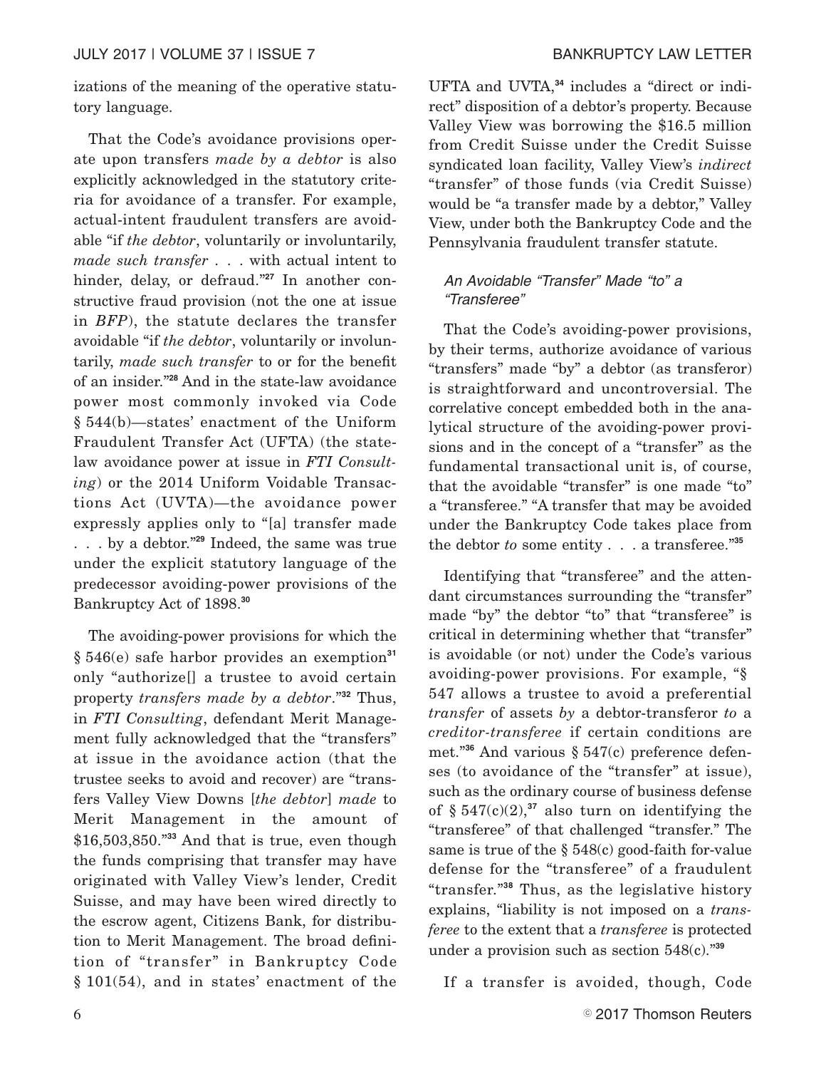izations of the meaning of the operative statutory language.

That the Code's avoidance provisions operate upon transfers *made by a debtor* is also explicitly acknowledged in the statutory criteria for avoidance of a transfer. For example, actual-intent fraudulent transfers are avoidable "if *the debtor*, voluntarily or involuntarily, *made such transfer* . . . with actual intent to hinder, delay, or defraud."[27] In another constructive fraud provision (not the one at issue in *BFP*), the statute declares the transfer avoidable "if *the debtor*, voluntarily or involuntarily, *made such transfer* to or for the benefit of an insider."[28] And in the state-law avoidance power most commonly invoked via Code § 544(b)—states' enactment of the Uniform Fraudulent Transfer Act (UFTA) (the state-law avoidance power at issue in *FTI Consulting*) or the 2014 Uniform Voidable Transactions Act (UVTA)—the avoidance power expressly applies only to "[a] transfer made . . . by a debtor."[29] Indeed, the same was true under the explicit statutory language of the predecessor avoiding-power provisions of the Bankruptcy Act of 1898.[30]

The avoiding-power provisions for which the § 546(e) safe harbor provides an exemption[31] only "authorize[] a trustee to avoid certain property *transfers made by a debtor*."[32] Thus, in *FTI Consulting*, defendant Merit Management fully acknowledged that the "transfers" at issue in the avoidance action (that the trustee seeks to avoid and recover) are "transfers Valley View Downs [*the debtor*] *made* to Merit Management in the amount of $16,503,850."[33] And that is true, even though the funds comprising that transfer may have originated with Valley View's lender, Credit Suisse, and may have been wired directly to the escrow agent, Citizens Bank, for distribution to Merit Management. The broad definition of "transfer" in Bankruptcy Code § 101(54), and in states' enactment of the UFTA and UVTA,[34] includes a "direct or indirect" disposition of a debtor's property. Because Valley View was borrowing the $16.5 million from Credit Suisse under the Credit Suisse syndicated loan facility, Valley View's *indirect* "transfer" of those funds (via Credit Suisse) would be "a transfer made by a debtor," Valley View, under both the Bankruptcy Code and the Pennsylvania fraudulent transfer statute.

### *An Avoidable "Transfer" Made "to" a "Transferee"*

That the Code's avoiding-power provisions, by their terms, authorize avoidance of various "transfers" made "by" a debtor (as transferor) is straightforward and uncontroversial. The correlative concept embedded both in the analytical structure of the avoiding-power provisions and in the concept of a "transfer" as the fundamental transactional unit is, of course, that the avoidable "transfer" is one made "to" a "transferee." "A transfer that may be avoided under the Bankruptcy Code takes place from the debtor *to* some entity . . . a transferee."[35]

Identifying that "transferee" and the attendant circumstances surrounding the "transfer" made "by" the debtor "to" that "transferee" is critical in determining whether that "transfer" is avoidable (or not) under the Code's various avoiding-power provisions. For example, "§ 547 allows a trustee to avoid a preferential *transfer* of assets *by* a debtor-transferor *to* a *creditor-transferee* if certain conditions are met."[36] And various § 547(c) preference defenses (to avoidance of the "transfer" at issue), such as the ordinary course of business defense of § 547(c)(2),[37] also turn on identifying the "transferee" of that challenged "transfer." The same is true of the § 548(c) good-faith for-value defense for the "transferee" of a fraudulent "transfer."[38] Thus, as the legislative history explains, "liability is not imposed on a *transferee* to the extent that a *transferee* is protected under a provision such as section 548(c)."[39]

If a transfer is avoided, though, Code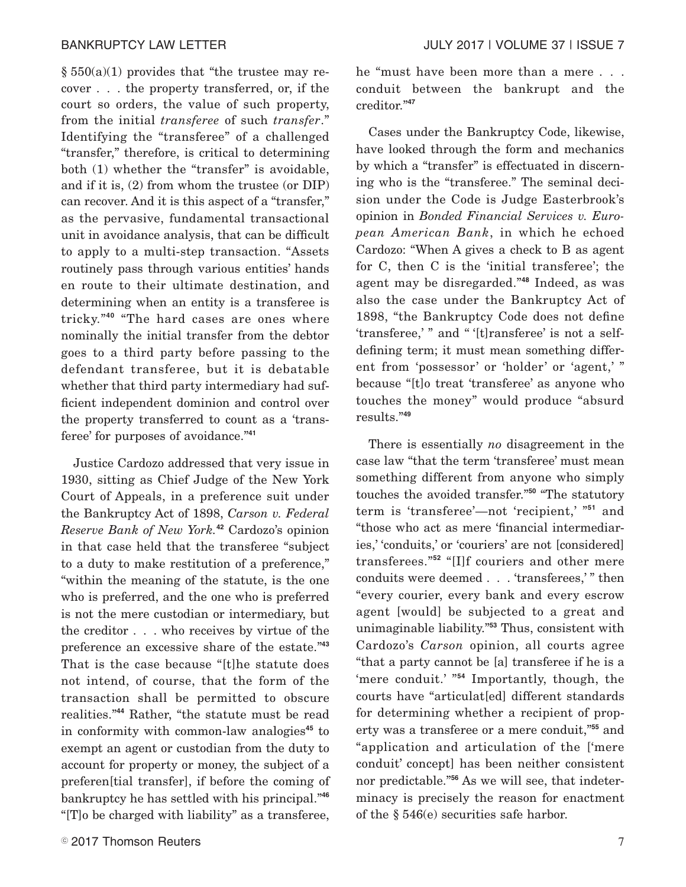§ 550(a)(1) provides that "the trustee may recover . . . the property transferred, or, if the court so orders, the value of such property, from the initial *transferee* of such *transfer*." Identifying the "transferee" of a challenged "transfer," therefore, is critical to determining both (1) whether the "transfer" is avoidable, and if it is, (2) from whom the trustee (or DIP) can recover. And it is this aspect of a "transfer," as the pervasive, fundamental transactional unit in avoidance analysis, that can be difficult to apply to a multi-step transaction. "Assets routinely pass through various entities' hands en route to their ultimate destination, and determining when an entity is a transferee is tricky."[40] "The hard cases are ones where nominally the initial transfer from the debtor goes to a third party before passing to the defendant transferee, but it is debatable whether that third party intermediary had sufficient independent dominion and control over the property transferred to count as a 'transferee' for purposes of avoidance."[41]

Justice Cardozo addressed that very issue in 1930, sitting as Chief Judge of the New York Court of Appeals, in a preference suit under the Bankruptcy Act of 1898, *Carson v. Federal Reserve Bank of New York.*[42] Cardozo's opinion in that case held that the transferee "subject to a duty to make restitution of a preference," "within the meaning of the statute, is the one who is preferred, and the one who is preferred is not the mere custodian or intermediary, but the creditor . . . who receives by virtue of the preference an excessive share of the estate."[43] That is the case because "[t]he statute does not intend, of course, that the form of the transaction shall be permitted to obscure realities."[44] Rather, "the statute must be read in conformity with common-law analogies[45] to exempt an agent or custodian from the duty to account for property or money, the subject of a preferen[tial transfer], if before the coming of bankruptcy he has settled with his principal."[46] "[T]o be charged with liability" as a transferee, he "must have been more than a mere . . . conduit between the bankrupt and the creditor."[47]

Cases under the Bankruptcy Code, likewise, have looked through the form and mechanics by which a "transfer" is effectuated in discerning who is the "transferee." The seminal decision under the Code is Judge Easterbrook's opinion in *Bonded Financial Services v. European American Bank*, in which he echoed Cardozo: "When A gives a check to B as agent for C, then C is the 'initial transferee'; the agent may be disregarded."[48] Indeed, as was also the case under the Bankruptcy Act of 1898, "the Bankruptcy Code does not define 'transferee,' " and " '[t]ransferee' is not a self-defining term; it must mean something different from 'possessor' or 'holder' or 'agent,' " because "[t]o treat 'transferee' as anyone who touches the money" would produce "absurd results."[49]

There is essentially *no* disagreement in the case law "that the term 'transferee' must mean something different from anyone who simply touches the avoided transfer."[50] "The statutory term is 'transferee'—not 'recipient,' "[51] and "those who act as mere 'financial intermediaries,' 'conduits,' or 'couriers' are not [considered] transferees."[52] "[I]f couriers and other mere conduits were deemed . . . 'transferees,' " then "every courier, every bank and every escrow agent [would] be subjected to a great and unimaginable liability."[53] Thus, consistent with Cardozo's *Carson* opinion, all courts agree "that a party cannot be [a] transferee if he is a 'mere conduit.' "[54] Importantly, though, the courts have "articulat[ed] different standards for determining whether a recipient of property was a transferee or a mere conduit,"[55] and "application and articulation of the ['mere conduit' concept] has been neither consistent nor predictable."[56] As we will see, that indeterminacy is precisely the reason for enactment of the § 546(e) securities safe harbor.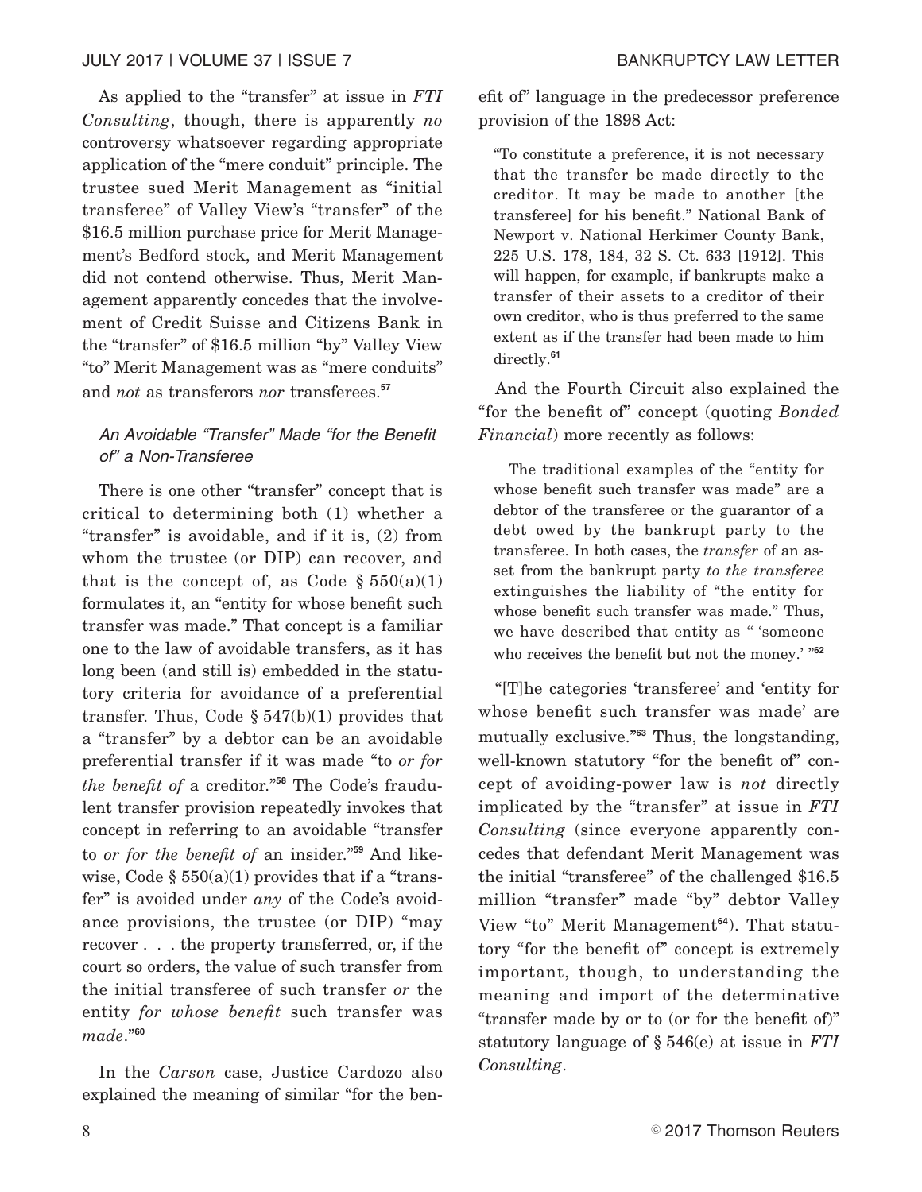As applied to the "transfer" at issue in *FTI Consulting*, though, there is apparently *no* controversy whatsoever regarding appropriate application of the "mere conduit" principle. The trustee sued Merit Management as "initial transferee" of Valley View's "transfer" of the $16.5 million purchase price for Merit Management's Bedford stock, and Merit Management did not contend otherwise. Thus, Merit Management apparently concedes that the involvement of Credit Suisse and Citizens Bank in the "transfer" of $16.5 million "by" Valley View "to" Merit Management was as "mere conduits" and *not* as transferors *nor* transferees.[57]

### *An Avoidable "Transfer" Made "for the Benefit of" a Non-Transferee*

There is one other "transfer" concept that is critical to determining both (1) whether a "transfer" is avoidable, and if it is, (2) from whom the trustee (or DIP) can recover, and that is the concept of, as Code § 550(a)(1) formulates it, an "entity for whose benefit such transfer was made." That concept is a familiar one to the law of avoidable transfers, as it has long been (and still is) embedded in the statutory criteria for avoidance of a preferential transfer. Thus, Code § 547(b)(1) provides that a "transfer" by a debtor can be an avoidable preferential transfer if it was made "to *or for the benefit of* a creditor."[58] The Code's fraudulent transfer provision repeatedly invokes that concept in referring to an avoidable "transfer to *or for the benefit of* an insider."[59] And likewise, Code § 550(a)(1) provides that if a "transfer" is avoided under *any* of the Code's avoidance provisions, the trustee (or DIP) "may recover . . . the property transferred, or, if the court so orders, the value of such transfer from the initial transferee of such transfer *or* the entity *for whose benefit* such transfer was *made*."[60]

In the *Carson* case, Justice Cardozo also explained the meaning of similar "for the benefit of" language in the predecessor preference provision of the 1898 Act:

> "To constitute a preference, it is not necessary that the transfer be made directly to the creditor. It may be made to another [the transferee] for his benefit." National Bank of Newport v. National Herkimer County Bank, 225 U.S. 178, 184, 32 S. Ct. 633 [1912]. This will happen, for example, if bankrupts make a transfer of their assets to a creditor of their own creditor, who is thus preferred to the same extent as if the transfer had been made to him directly.[61]

And the Fourth Circuit also explained the "for the benefit of" concept (quoting *Bonded Financial*) more recently as follows:

> The traditional examples of the "entity for whose benefit such transfer was made" are a debtor of the transferee or the guarantor of a debt owed by the bankrupt party to the transferee. In both cases, the *transfer* of an asset from the bankrupt party *to the transferee* extinguishes the liability of "the entity for whose benefit such transfer was made." Thus, we have described that entity as " 'someone who receives the benefit but not the money.' "[62]

"[T]he categories 'transferee' and 'entity for whose benefit such transfer was made' are mutually exclusive."[63] Thus, the longstanding, well-known statutory "for the benefit of" concept of avoiding-power law is *not* directly implicated by the "transfer" at issue in *FTI Consulting* (since everyone apparently concedes that defendant Merit Management was the initial "transferee" of the challenged $16.5 million "transfer" made "by" debtor Valley View "to" Merit Management[64]). That statutory "for the benefit of" concept is extremely important, though, to understanding the meaning and import of the determinative "transfer made by or to (or for the benefit of)" statutory language of § 546(e) at issue in *FTI Consulting*.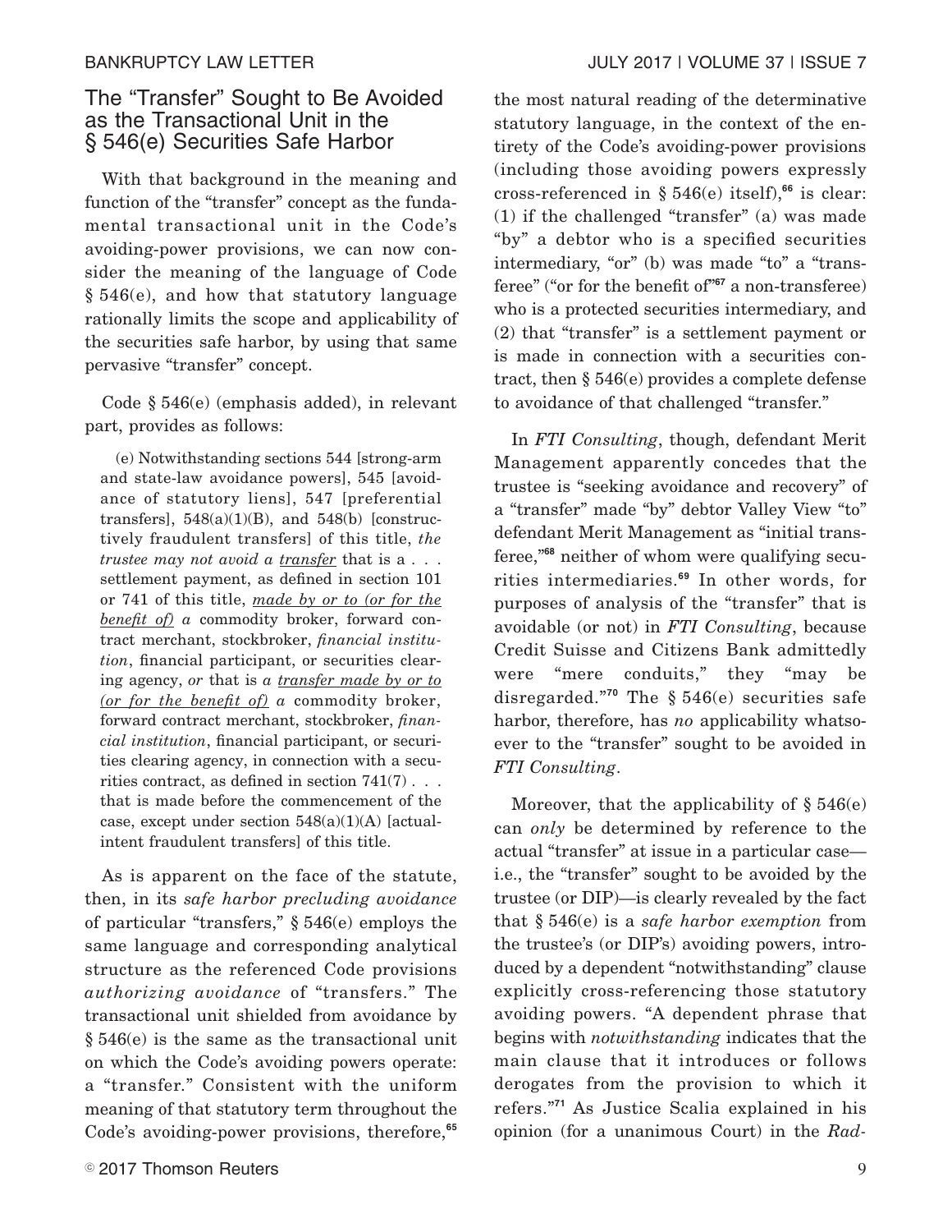## The "Transfer" Sought to Be Avoided as the Transactional Unit in the § 546(e) Securities Safe Harbor

With that background in the meaning and function of the "transfer" concept as the fundamental transactional unit in the Code's avoiding-power provisions, we can now consider the meaning of the language of Code § 546(e), and how that statutory language rationally limits the scope and applicability of the securities safe harbor, by using that same pervasive "transfer" concept.

Code § 546(e) (emphasis added), in relevant part, provides as follows:

> (e) Notwithstanding sections 544 [strong-arm and state-law avoidance powers], 545 [avoidance of statutory liens], 547 [preferential transfers], 548(a)(1)(B), and 548(b) [constructively fraudulent transfers] of this title, *the trustee may not avoid a* *<u>transfer</u>* that is a . . . settlement payment, as defined in section 101 or 741 of this title, *<u>made by or to (or for the benefit of)</u> a* commodity broker, forward contract merchant, stockbroker, *financial institution*, financial participant, or securities clearing agency, *or* that is *a <u>transfer made by or to (or for the benefit of)</u> a* commodity broker, forward contract merchant, stockbroker, *financial institution*, financial participant, or securities clearing agency, in connection with a securities contract, as defined in section 741(7) . . . that is made before the commencement of the case, except under section 548(a)(1)(A) [actual-intent fraudulent transfers] of this title.

As is apparent on the face of the statute, then, in its *safe harbor precluding avoidance* of particular "transfers," § 546(e) employs the same language and corresponding analytical structure as the referenced Code provisions *authorizing avoidance* of "transfers." The transactional unit shielded from avoidance by § 546(e) is the same as the transactional unit on which the Code's avoiding powers operate: a "transfer." Consistent with the uniform meaning of that statutory term throughout the Code's avoiding-power provisions, therefore,[65] the most natural reading of the determinative statutory language, in the context of the entirety of the Code's avoiding-power provisions (including those avoiding powers expressly cross-referenced in § 546(e) itself),[66] is clear: (1) if the challenged "transfer" (a) was made "by" a debtor who is a specified securities intermediary, "or" (b) was made "to" a "transferee" ("or for the benefit of"[67] a non-transferee) who is a protected securities intermediary, and (2) that "transfer" is a settlement payment or is made in connection with a securities contract, then § 546(e) provides a complete defense to avoidance of that challenged "transfer."

In *FTI Consulting*, though, defendant Merit Management apparently concedes that the trustee is "seeking avoidance and recovery" of a "transfer" made "by" debtor Valley View "to" defendant Merit Management as "initial transferee,"[68] neither of whom were qualifying securities intermediaries.[69] In other words, for purposes of analysis of the "transfer" that is avoidable (or not) in *FTI Consulting*, because Credit Suisse and Citizens Bank admittedly were "mere conduits," they "may be disregarded."[70] The § 546(e) securities safe harbor, therefore, has *no* applicability whatsoever to the "transfer" sought to be avoided in *FTI Consulting*.

Moreover, that the applicability of § 546(e) can *only* be determined by reference to the actual "transfer" at issue in a particular case—i.e., the "transfer" sought to be avoided by the trustee (or DIP)—is clearly revealed by the fact that § 546(e) is a *safe harbor exemption* from the trustee's (or DIP's) avoiding powers, introduced by a dependent "notwithstanding" clause explicitly cross-referencing those statutory avoiding powers. "A dependent phrase that begins with *notwithstanding* indicates that the main clause that it introduces or follows derogates from the provision to which it refers."[71] As Justice Scalia explained in his opinion (for a unanimous Court) in the *Rad-*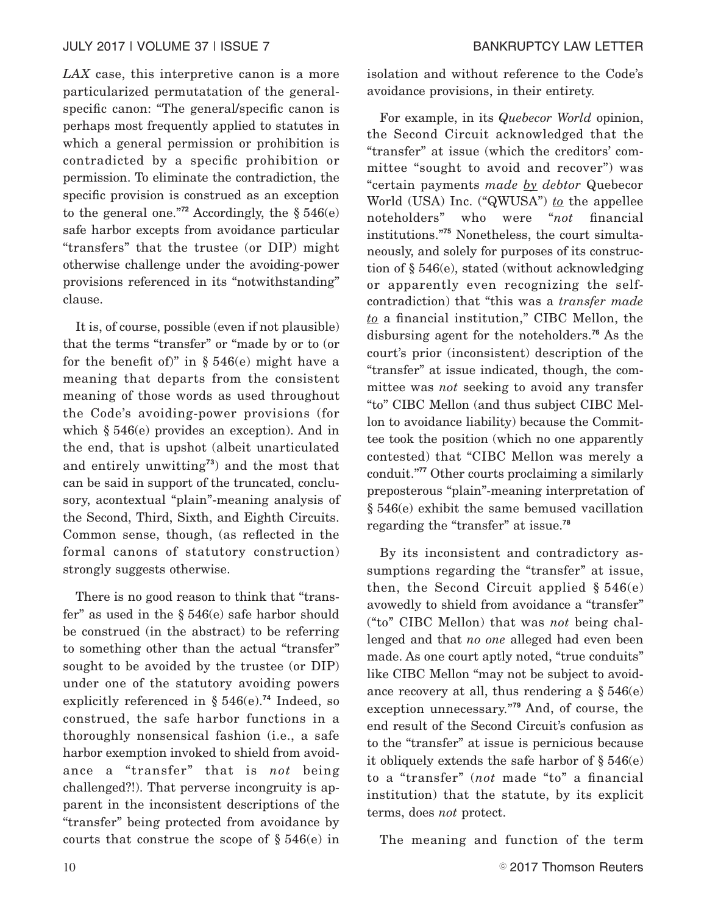*LAX* case, this interpretive canon is a more particularized permutatation of the general-specific canon: "The general/specific canon is perhaps most frequently applied to statutes in which a general permission or prohibition is contradicted by a specific prohibition or permission. To eliminate the contradiction, the specific provision is construed as an exception to the general one."[72] Accordingly, the § 546(e) safe harbor excepts from avoidance particular "transfers" that the trustee (or DIP) might otherwise challenge under the avoiding-power provisions referenced in its "notwithstanding" clause.

It is, of course, possible (even if not plausible) that the terms "transfer" or "made by or to (or for the benefit of)" in § 546(e) might have a meaning that departs from the consistent meaning of those words as used throughout the Code's avoiding-power provisions (for which § 546(e) provides an exception). And in the end, that is upshot (albeit unarticulated and entirely unwitting[73]) and the most that can be said in support of the truncated, conclusory, acontextual "plain"-meaning analysis of the Second, Third, Sixth, and Eighth Circuits. Common sense, though, (as reflected in the formal canons of statutory construction) strongly suggests otherwise.

There is no good reason to think that "transfer" as used in the § 546(e) safe harbor should be construed (in the abstract) to be referring to something other than the actual "transfer" sought to be avoided by the trustee (or DIP) under one of the statutory avoiding powers explicitly referenced in § 546(e).[74] Indeed, so construed, the safe harbor functions in a thoroughly nonsensical fashion (i.e., a safe harbor exemption invoked to shield from avoidance a "transfer" that is *not* being challenged?!). That perverse incongruity is apparent in the inconsistent descriptions of the "transfer" being protected from avoidance by courts that construe the scope of § 546(e) in isolation and without reference to the Code's avoidance provisions, in their entirety.

For example, in its *Quebecor World* opinion, the Second Circuit acknowledged that the "transfer" at issue (which the creditors' committee "sought to avoid and recover") was "certain payments *made by debtor* Quebecor World (USA) Inc. ("QWUSA") *to* the appellee noteholders" who were "*not* financial institutions."[75] Nonetheless, the court simultaneously, and solely for purposes of its construction of § 546(e), stated (without acknowledging or apparently even recognizing the self-contradiction) that "this was a *transfer made to* a financial institution," CIBC Mellon, the disbursing agent for the noteholders.[76] As the court's prior (inconsistent) description of the "transfer" at issue indicated, though, the committee was *not* seeking to avoid any transfer "to" CIBC Mellon (and thus subject CIBC Mellon to avoidance liability) because the Committee took the position (which no one apparently contested) that "CIBC Mellon was merely a conduit."[77] Other courts proclaiming a similarly preposterous "plain"-meaning interpretation of § 546(e) exhibit the same bemused vacillation regarding the "transfer" at issue.[78]

By its inconsistent and contradictory assumptions regarding the "transfer" at issue, then, the Second Circuit applied § 546(e) avowedly to shield from avoidance a "transfer" ("to" CIBC Mellon) that was *not* being challenged and that *no one* alleged had even been made. As one court aptly noted, "true conduits" like CIBC Mellon "may not be subject to avoidance recovery at all, thus rendering a § 546(e) exception unnecessary."[79] And, of course, the end result of the Second Circuit's confusion as to the "transfer" at issue is pernicious because it obliquely extends the safe harbor of § 546(e) to a "transfer" (*not* made "to" a financial institution) that the statute, by its explicit terms, does *not* protect.

The meaning and function of the term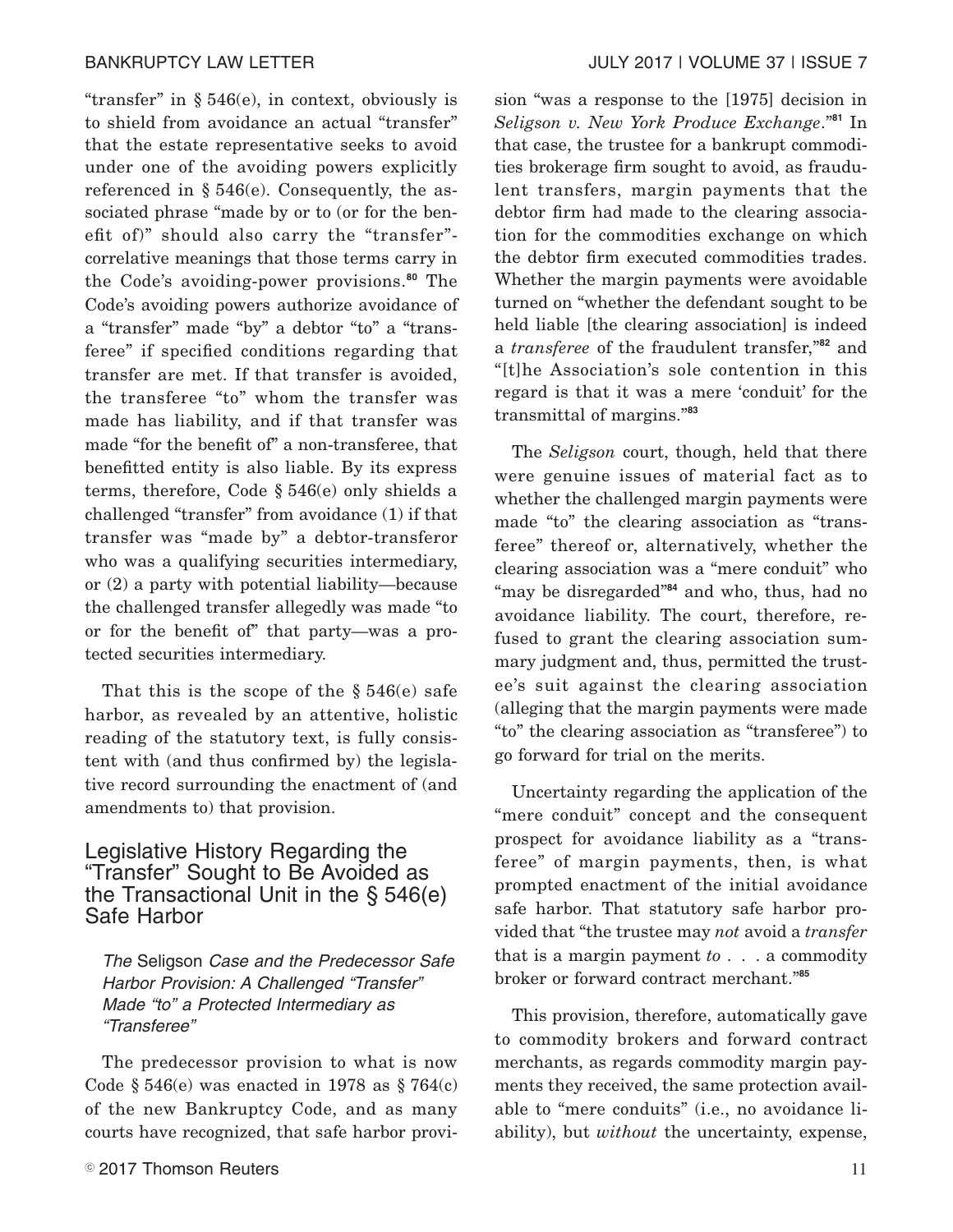"transfer" in § 546(e), in context, obviously is to shield from avoidance an actual "transfer" that the estate representative seeks to avoid under one of the avoiding powers explicitly referenced in § 546(e). Consequently, the associated phrase "made by or to (or for the benefit of)" should also carry the "transfer"-correlative meanings that those terms carry in the Code's avoiding-power provisions.[80] The Code's avoiding powers authorize avoidance of a "transfer" made "by" a debtor "to" a "transferee" if specified conditions regarding that transfer are met. If that transfer is avoided, the transferee "to" whom the transfer was made has liability, and if that transfer was made "for the benefit of" a non-transferee, that benefitted entity is also liable. By its express terms, therefore, Code § 546(e) only shields a challenged "transfer" from avoidance (1) if that transfer was "made by" a debtor-transferor who was a qualifying securities intermediary, or (2) a party with potential liability—because the challenged transfer allegedly was made "to or for the benefit of" that party—was a protected securities intermediary.

That this is the scope of the § 546(e) safe harbor, as revealed by an attentive, holistic reading of the statutory text, is fully consistent with (and thus confirmed by) the legislative record surrounding the enactment of (and amendments to) that provision.

## Legislative History Regarding the "Transfer" Sought to Be Avoided as the Transactional Unit in the § 546(e) Safe Harbor

### *The* Seligson *Case and the Predecessor Safe Harbor Provision: A Challenged "Transfer" Made "to" a Protected Intermediary as "Transferee"*

The predecessor provision to what is now Code § 546(e) was enacted in 1978 as § 764(c) of the new Bankruptcy Code, and as many courts have recognized, that safe harbor provision "was a response to the [1975] decision in *Seligson v. New York Produce Exchange*."[81] In that case, the trustee for a bankrupt commodities brokerage firm sought to avoid, as fraudulent transfers, margin payments that the debtor firm had made to the clearing association for the commodities exchange on which the debtor firm executed commodities trades. Whether the margin payments were avoidable turned on "whether the defendant sought to be held liable [the clearing association] is indeed a *transferee* of the fraudulent transfer,"[82] and "[t]he Association's sole contention in this regard is that it was a mere 'conduit' for the transmittal of margins."[83]

The *Seligson* court, though, held that there were genuine issues of material fact as to whether the challenged margin payments were made "to" the clearing association as "transferee" thereof or, alternatively, whether the clearing association was a "mere conduit" who "may be disregarded"[84] and who, thus, had no avoidance liability. The court, therefore, refused to grant the clearing association summary judgment and, thus, permitted the trustee's suit against the clearing association (alleging that the margin payments were made "to" the clearing association as "transferee") to go forward for trial on the merits.

Uncertainty regarding the application of the "mere conduit" concept and the consequent prospect for avoidance liability as a "transferee" of margin payments, then, is what prompted enactment of the initial avoidance safe harbor. That statutory safe harbor provided that "the trustee may *not* avoid a *transfer* that is a margin payment *to* . . . a commodity broker or forward contract merchant."[85]

This provision, therefore, automatically gave to commodity brokers and forward contract merchants, as regards commodity margin payments they received, the same protection available to "mere conduits" (i.e., no avoidance liability), but *without* the uncertainty, expense,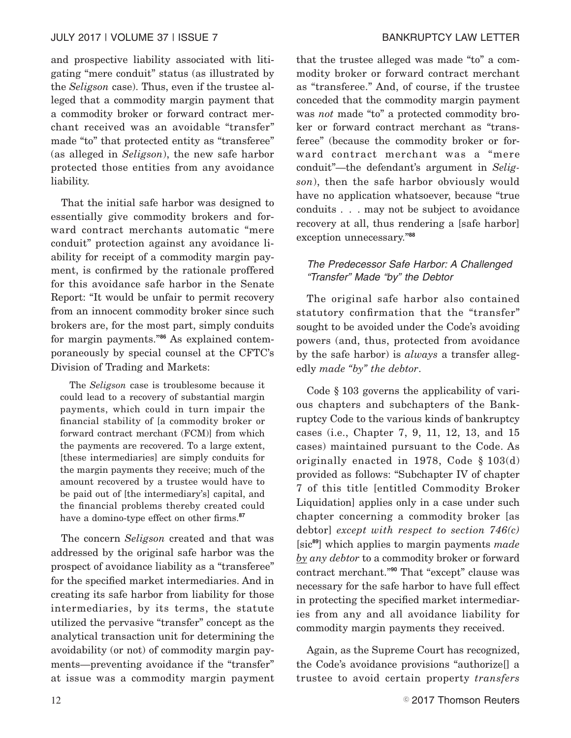and prospective liability associated with litigating "mere conduit" status (as illustrated by the *Seligson* case). Thus, even if the trustee alleged that a commodity margin payment that a commodity broker or forward contract merchant received was an avoidable "transfer" made "to" that protected entity as "transferee" (as alleged in *Seligson*), the new safe harbor protected those entities from any avoidance liability.

That the initial safe harbor was designed to essentially give commodity brokers and forward contract merchants automatic "mere conduit" protection against any avoidance liability for receipt of a commodity margin payment, is confirmed by the rationale proffered for this avoidance safe harbor in the Senate Report: "It would be unfair to permit recovery from an innocent commodity broker since such brokers are, for the most part, simply conduits for margin payments."[86] As explained contemporaneously by special counsel at the CFTC's Division of Trading and Markets:

> The *Seligson* case is troublesome because it could lead to a recovery of substantial margin payments, which could in turn impair the financial stability of [a commodity broker or forward contract merchant (FCM)] from which the payments are recovered. To a large extent, [these intermediaries] are simply conduits for the margin payments they receive; much of the amount recovered by a trustee would have to be paid out of [the intermediary's] capital, and the financial problems thereby created could have a domino-type effect on other firms.[87]

The concern *Seligson* created and that was addressed by the original safe harbor was the prospect of avoidance liability as a "transferee" for the specified market intermediaries. And in creating its safe harbor from liability for those intermediaries, by its terms, the statute utilized the pervasive "transfer" concept as the analytical transaction unit for determining the avoidability (or not) of commodity margin payments—preventing avoidance if the "transfer" at issue was a commodity margin payment that the trustee alleged was made "to" a commodity broker or forward contract merchant as "transferee." And, of course, if the trustee conceded that the commodity margin payment was *not* made "to" a protected commodity broker or forward contract merchant as "transferee" (because the commodity broker or forward contract merchant was a "mere conduit"—the defendant's argument in *Seligson*), then the safe harbor obviously would have no application whatsoever, because "true conduits . . . may not be subject to avoidance recovery at all, thus rendering a [safe harbor] exception unnecessary."[88]

### *The Predecessor Safe Harbor: A Challenged "Transfer" Made "by" the Debtor*

The original safe harbor also contained statutory confirmation that the "transfer" sought to be avoided under the Code's avoiding powers (and, thus, protected from avoidance by the safe harbor) is *always* a transfer allegedly *made "by" the debtor*.

Code § 103 governs the applicability of various chapters and subchapters of the Bankruptcy Code to the various kinds of bankruptcy cases (i.e., Chapter 7, 9, 11, 12, 13, and 15 cases) maintained pursuant to the Code. As originally enacted in 1978, Code § 103(d) provided as follows: "Subchapter IV of chapter 7 of this title [entitled Commodity Broker Liquidation] applies only in a case under such chapter concerning a commodity broker [as debtor] *except with respect to section 746(c)* [sic[89]] which applies to margin payments *made <u>by</u> any debtor* to a commodity broker or forward contract merchant."[90] That "except" clause was necessary for the safe harbor to have full effect in protecting the specified market intermediaries from any and all avoidance liability for commodity margin payments they received.

Again, as the Supreme Court has recognized, the Code's avoidance provisions "authorize[] a trustee to avoid certain property *transfers*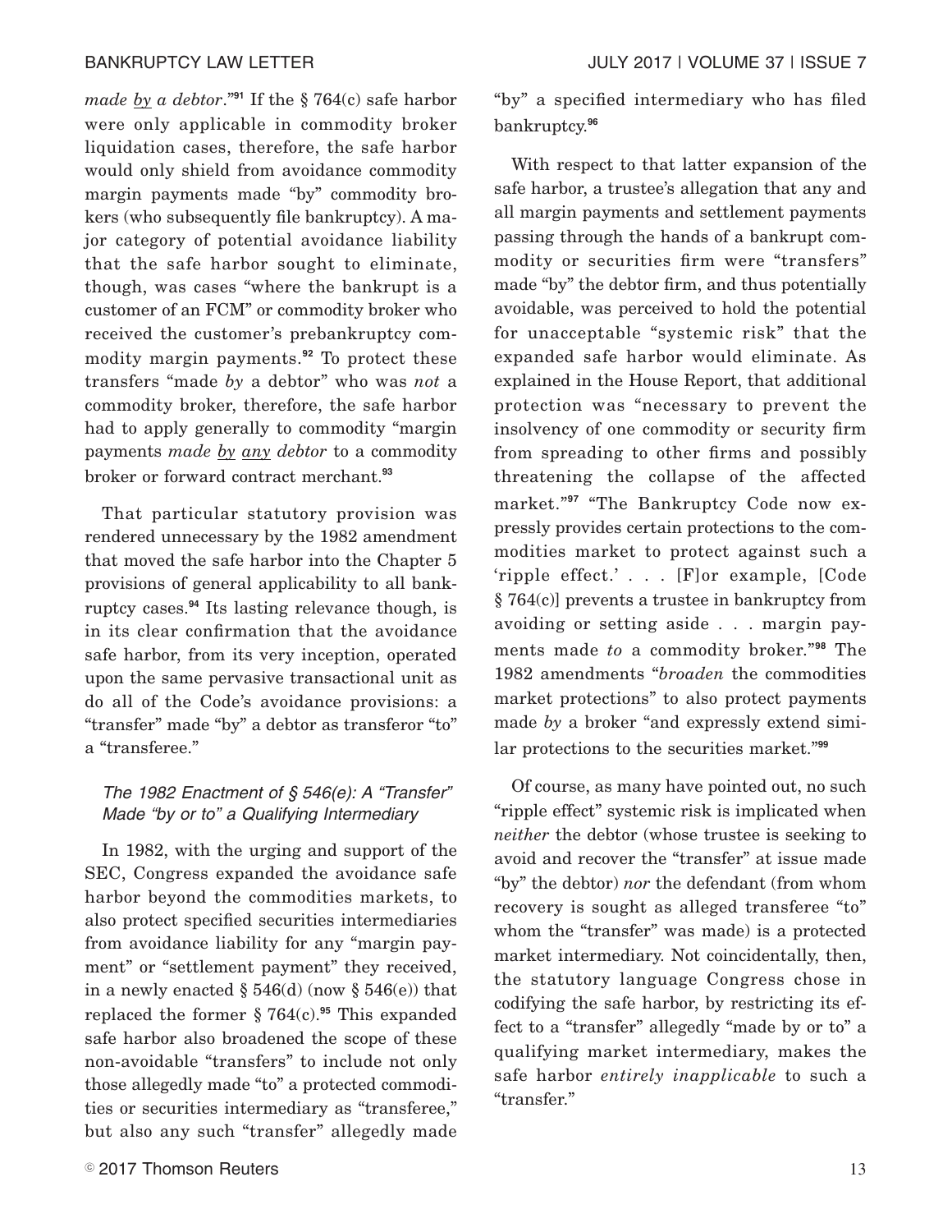*made by a debtor*."[91] If the § 764(c) safe harbor were only applicable in commodity broker liquidation cases, therefore, the safe harbor would only shield from avoidance commodity margin payments made "by" commodity brokers (who subsequently file bankruptcy). A major category of potential avoidance liability that the safe harbor sought to eliminate, though, was cases "where the bankrupt is a customer of an FCM" or commodity broker who received the customer's prebankruptcy commodity margin payments.[92] To protect these transfers "made *by* a debtor" who was *not* a commodity broker, therefore, the safe harbor had to apply generally to commodity "margin payments *made by any debtor* to a commodity broker or forward contract merchant.[93]

That particular statutory provision was rendered unnecessary by the 1982 amendment that moved the safe harbor into the Chapter 5 provisions of general applicability to all bankruptcy cases.[94] Its lasting relevance though, is in its clear confirmation that the avoidance safe harbor, from its very inception, operated upon the same pervasive transactional unit as do all of the Code's avoidance provisions: a "transfer" made "by" a debtor as transferor "to" a "transferee."

### *The 1982 Enactment of § 546(e): A "Transfer" Made "by or to" a Qualifying Intermediary*

In 1982, with the urging and support of the SEC, Congress expanded the avoidance safe harbor beyond the commodities markets, to also protect specified securities intermediaries from avoidance liability for any "margin payment" or "settlement payment" they received, in a newly enacted § 546(d) (now § 546(e)) that replaced the former § 764(c).[95] This expanded safe harbor also broadened the scope of these non-avoidable "transfers" to include not only those allegedly made "to" a protected commodities or securities intermediary as "transferee," but also any such "transfer" allegedly made "by" a specified intermediary who has filed bankruptcy.[96]

With respect to that latter expansion of the safe harbor, a trustee's allegation that any and all margin payments and settlement payments passing through the hands of a bankrupt commodity or securities firm were "transfers" made "by" the debtor firm, and thus potentially avoidable, was perceived to hold the potential for unacceptable "systemic risk" that the expanded safe harbor would eliminate. As explained in the House Report, that additional protection was "necessary to prevent the insolvency of one commodity or security firm from spreading to other firms and possibly threatening the collapse of the affected market."[97] "The Bankruptcy Code now expressly provides certain protections to the commodities market to protect against such a 'ripple effect.' . . . [F]or example, [Code § 764(c)] prevents a trustee in bankruptcy from avoiding or setting aside . . . margin payments made *to* a commodity broker."[98] The 1982 amendments "*broaden* the commodities market protections" to also protect payments made *by* a broker "and expressly extend similar protections to the securities market."[99]

Of course, as many have pointed out, no such "ripple effect" systemic risk is implicated when *neither* the debtor (whose trustee is seeking to avoid and recover the "transfer" at issue made "by" the debtor) *nor* the defendant (from whom recovery is sought as alleged transferee "to" whom the "transfer" was made) is a protected market intermediary. Not coincidentally, then, the statutory language Congress chose in codifying the safe harbor, by restricting its effect to a "transfer" allegedly "made by or to" a qualifying market intermediary, makes the safe harbor *entirely inapplicable* to such a "transfer."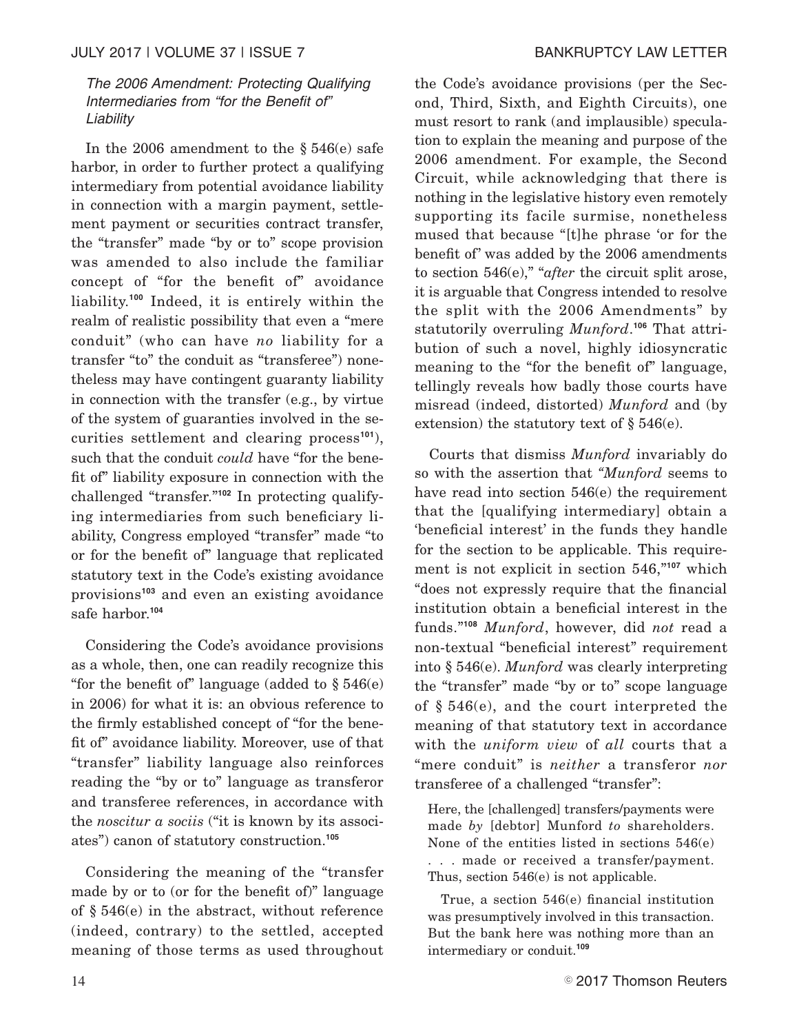*The 2006 Amendment: Protecting Qualifying Intermediaries from "for the Benefit of" Liability*

In the 2006 amendment to the § 546(e) safe harbor, in order to further protect a qualifying intermediary from potential avoidance liability in connection with a margin payment, settlement payment or securities contract transfer, the "transfer" made "by or to" scope provision was amended to also include the familiar concept of "for the benefit of" avoidance liability.[100] Indeed, it is entirely within the realm of realistic possibility that even a "mere conduit" (who can have *no* liability for a transfer "to" the conduit as "transferee") nonetheless may have contingent guaranty liability in connection with the transfer (e.g., by virtue of the system of guaranties involved in the securities settlement and clearing process[101]), such that the conduit *could* have "for the benefit of" liability exposure in connection with the challenged "transfer."[102] In protecting qualifying intermediaries from such beneficiary liability, Congress employed "transfer" made "to or for the benefit of" language that replicated statutory text in the Code's existing avoidance provisions[103] and even an existing avoidance safe harbor.[104]

Considering the Code's avoidance provisions as a whole, then, one can readily recognize this "for the benefit of" language (added to § 546(e) in 2006) for what it is: an obvious reference to the firmly established concept of "for the benefit of" avoidance liability. Moreover, use of that "transfer" liability language also reinforces reading the "by or to" language as transferor and transferee references, in accordance with the *noscitur a sociis* ("it is known by its associates") canon of statutory construction.[105]

Considering the meaning of the "transfer made by or to (or for the benefit of)" language of § 546(e) in the abstract, without reference (indeed, contrary) to the settled, accepted meaning of those terms as used throughout the Code's avoidance provisions (per the Second, Third, Sixth, and Eighth Circuits), one must resort to rank (and implausible) speculation to explain the meaning and purpose of the 2006 amendment. For example, the Second Circuit, while acknowledging that there is nothing in the legislative history even remotely supporting its facile surmise, nonetheless mused that because "[t]he phrase 'or for the benefit of' was added by the 2006 amendments to section 546(e)," "*after* the circuit split arose, it is arguable that Congress intended to resolve the split with the 2006 Amendments" by statutorily overruling *Munford*.[106] That attribution of such a novel, highly idiosyncratic meaning to the "for the benefit of" language, tellingly reveals how badly those courts have misread (indeed, distorted) *Munford* and (by extension) the statutory text of § 546(e).

Courts that dismiss *Munford* invariably do so with the assertion that "*Munford* seems to have read into section 546(e) the requirement that the [qualifying intermediary] obtain a 'beneficial interest' in the funds they handle for the section to be applicable. This requirement is not explicit in section 546,"[107] which "does not expressly require that the financial institution obtain a beneficial interest in the funds."[108] *Munford*, however, did *not* read a non-textual "beneficial interest" requirement into § 546(e). *Munford* was clearly interpreting the "transfer" made "by or to" scope language of § 546(e), and the court interpreted the meaning of that statutory text in accordance with the *uniform view* of *all* courts that a "mere conduit" is *neither* a transferor *nor* transferee of a challenged "transfer":

> Here, the [challenged] transfers/payments were made *by* [debtor] Munford *to* shareholders. None of the entities listed in sections 546(e) . . . made or received a transfer/payment. Thus, section 546(e) is not applicable.
>
> True, a section 546(e) financial institution was presumptively involved in this transaction. But the bank here was nothing more than an intermediary or conduit.[109]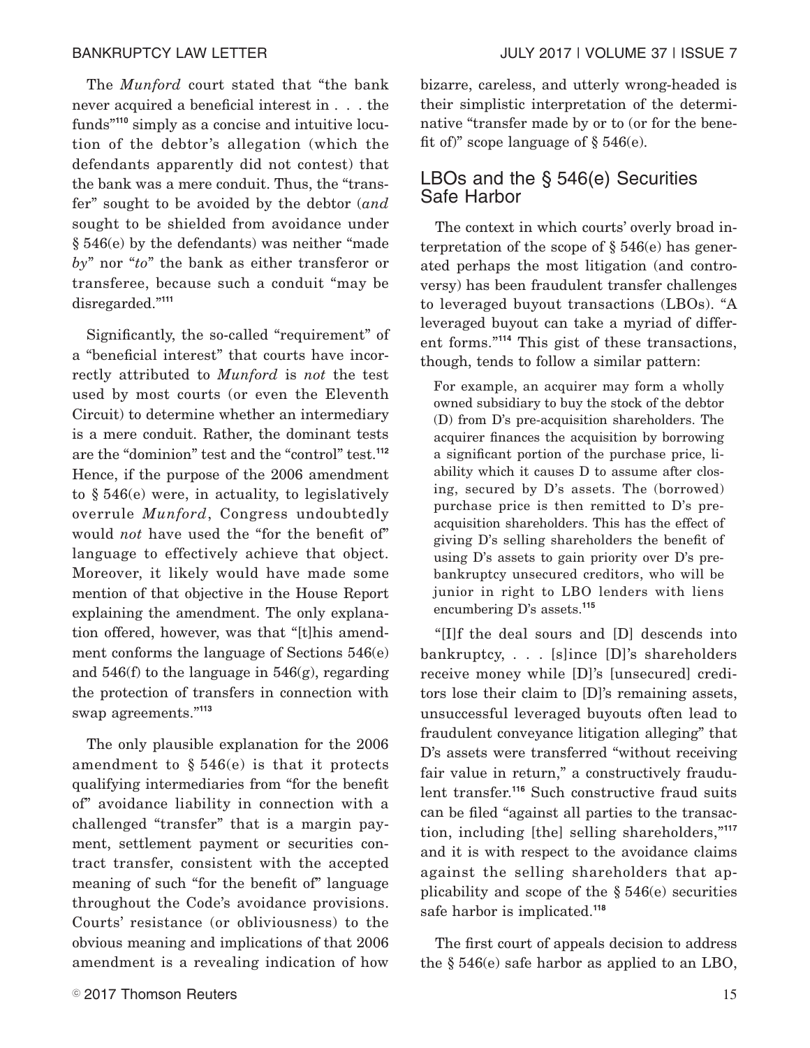The *Munford* court stated that "the bank never acquired a beneficial interest in . . . the funds"[110] simply as a concise and intuitive locution of the debtor's allegation (which the defendants apparently did not contest) that the bank was a mere conduit. Thus, the "transfer" sought to be avoided by the debtor (*and* sought to be shielded from avoidance under § 546(e) by the defendants) was neither "made *by*" nor "*to*" the bank as either transferor or transferee, because such a conduit "may be disregarded."[111]

Significantly, the so-called "requirement" of a "beneficial interest" that courts have incorrectly attributed to *Munford* is *not* the test used by most courts (or even the Eleventh Circuit) to determine whether an intermediary is a mere conduit. Rather, the dominant tests are the "dominion" test and the "control" test.[112] Hence, if the purpose of the 2006 amendment to § 546(e) were, in actuality, to legislatively overrule *Munford*, Congress undoubtedly would *not* have used the "for the benefit of" language to effectively achieve that object. Moreover, it likely would have made some mention of that objective in the House Report explaining the amendment. The only explanation offered, however, was that "[t]his amendment conforms the language of Sections 546(e) and 546(f) to the language in 546(g), regarding the protection of transfers in connection with swap agreements."[113]

The only plausible explanation for the 2006 amendment to § 546(e) is that it protects qualifying intermediaries from "for the benefit of" avoidance liability in connection with a challenged "transfer" that is a margin payment, settlement payment or securities contract transfer, consistent with the accepted meaning of such "for the benefit of" language throughout the Code's avoidance provisions. Courts' resistance (or obliviousness) to the obvious meaning and implications of that 2006 amendment is a revealing indication of how bizarre, careless, and utterly wrong-headed is their simplistic interpretation of the determinative "transfer made by or to (or for the benefit of)" scope language of § 546(e).

## LBOs and the § 546(e) Securities Safe Harbor

The context in which courts' overly broad interpretation of the scope of § 546(e) has generated perhaps the most litigation (and controversy) has been fraudulent transfer challenges to leveraged buyout transactions (LBOs). "A leveraged buyout can take a myriad of different forms."[114] This gist of these transactions, though, tends to follow a similar pattern:

> For example, an acquirer may form a wholly owned subsidiary to buy the stock of the debtor (D) from D's pre-acquisition shareholders. The acquirer finances the acquisition by borrowing a significant portion of the purchase price, liability which it causes D to assume after closing, secured by D's assets. The (borrowed) purchase price is then remitted to D's pre-acquisition shareholders. This has the effect of giving D's selling shareholders the benefit of using D's assets to gain priority over D's pre-bankruptcy unsecured creditors, who will be junior in right to LBO lenders with liens encumbering D's assets.[115]

"[I]f the deal sours and [D] descends into bankruptcy, . . . [s]ince [D]'s shareholders receive money while [D]'s [unsecured] creditors lose their claim to [D]'s remaining assets, unsuccessful leveraged buyouts often lead to fraudulent conveyance litigation alleging" that D's assets were transferred "without receiving fair value in return," a constructively fraudulent transfer.[116] Such constructive fraud suits can be filed "against all parties to the transaction, including [the] selling shareholders,"[117] and it is with respect to the avoidance claims against the selling shareholders that applicability and scope of the § 546(e) securities safe harbor is implicated.[118]

The first court of appeals decision to address the § 546(e) safe harbor as applied to an LBO,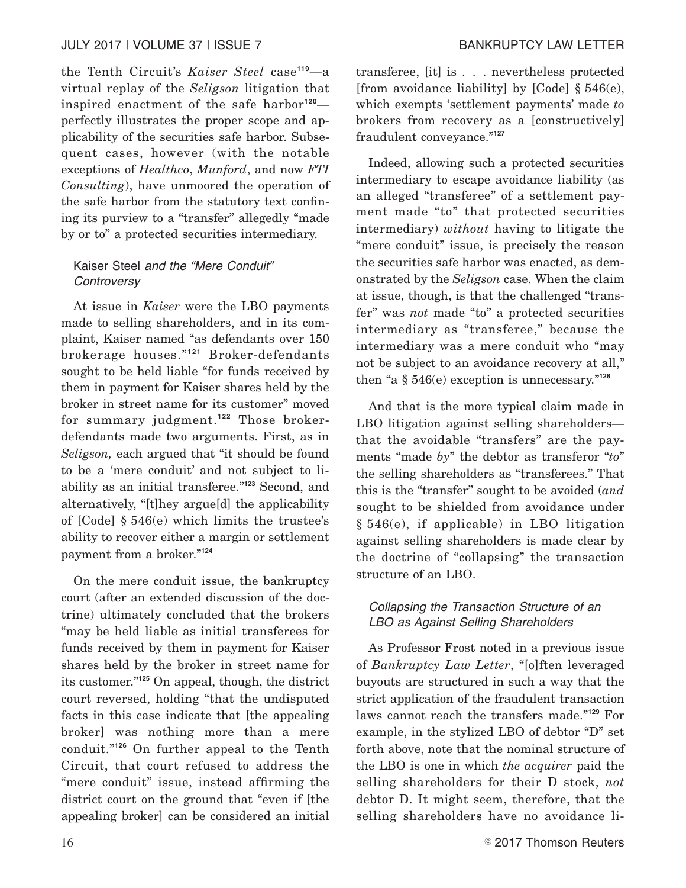the Tenth Circuit's *Kaiser Steel* case[119]—a virtual replay of the *Seligson* litigation that inspired enactment of the safe harbor[120]—perfectly illustrates the proper scope and applicability of the securities safe harbor. Subsequent cases, however (with the notable exceptions of *Healthco*, *Munford*, and now *FTI Consulting*), have unmoored the operation of the safe harbor from the statutory text confining its purview to a "transfer" allegedly "made by or to" a protected securities intermediary.

### Kaiser Steel *and the "Mere Conduit" Controversy*

At issue in *Kaiser* were the LBO payments made to selling shareholders, and in its complaint, Kaiser named "as defendants over 150 brokerage houses."[121] Broker-defendants sought to be held liable "for funds received by them in payment for Kaiser shares held by the broker in street name for its customer" moved for summary judgment.[122] Those broker-defendants made two arguments. First, as in *Seligson,* each argued that "it should be found to be a 'mere conduit' and not subject to liability as an initial transferee."[123] Second, and alternatively, "[t]hey argue[d] the applicability of [Code] § 546(e) which limits the trustee's ability to recover either a margin or settlement payment from a broker."[124]

On the mere conduit issue, the bankruptcy court (after an extended discussion of the doctrine) ultimately concluded that the brokers "may be held liable as initial transferees for funds received by them in payment for Kaiser shares held by the broker in street name for its customer."[125] On appeal, though, the district court reversed, holding "that the undisputed facts in this case indicate that [the appealing broker] was nothing more than a mere conduit."[126] On further appeal to the Tenth Circuit, that court refused to address the "mere conduit" issue, instead affirming the district court on the ground that "even if [the appealing broker] can be considered an initial transferee, [it] is . . . nevertheless protected [from avoidance liability] by [Code] § 546(e), which exempts 'settlement payments' made *to* brokers from recovery as a [constructively] fraudulent conveyance."[127]

Indeed, allowing such a protected securities intermediary to escape avoidance liability (as an alleged "transferee" of a settlement payment made "to" that protected securities intermediary) *without* having to litigate the "mere conduit" issue, is precisely the reason the securities safe harbor was enacted, as demonstrated by the *Seligson* case. When the claim at issue, though, is that the challenged "transfer" was *not* made "to" a protected securities intermediary as "transferee," because the intermediary was a mere conduit who "may not be subject to an avoidance recovery at all," then "a § 546(e) exception is unnecessary."[128]

And that is the more typical claim made in LBO litigation against selling shareholders—that the avoidable "transfers" are the payments "made *by*" the debtor as transferor "*to*" the selling shareholders as "transferees." That this is the "transfer" sought to be avoided (*and* sought to be shielded from avoidance under § 546(e), if applicable) in LBO litigation against selling shareholders is made clear by the doctrine of "collapsing" the transaction structure of an LBO.

### *Collapsing the Transaction Structure of an LBO as Against Selling Shareholders*

As Professor Frost noted in a previous issue of *Bankruptcy Law Letter*, "[o]ften leveraged buyouts are structured in such a way that the strict application of the fraudulent transaction laws cannot reach the transfers made."[129] For example, in the stylized LBO of debtor "D" set forth above, note that the nominal structure of the LBO is one in which *the acquirer* paid the selling shareholders for their D stock, *not* debtor D. It might seem, therefore, that the selling shareholders have no avoidance li-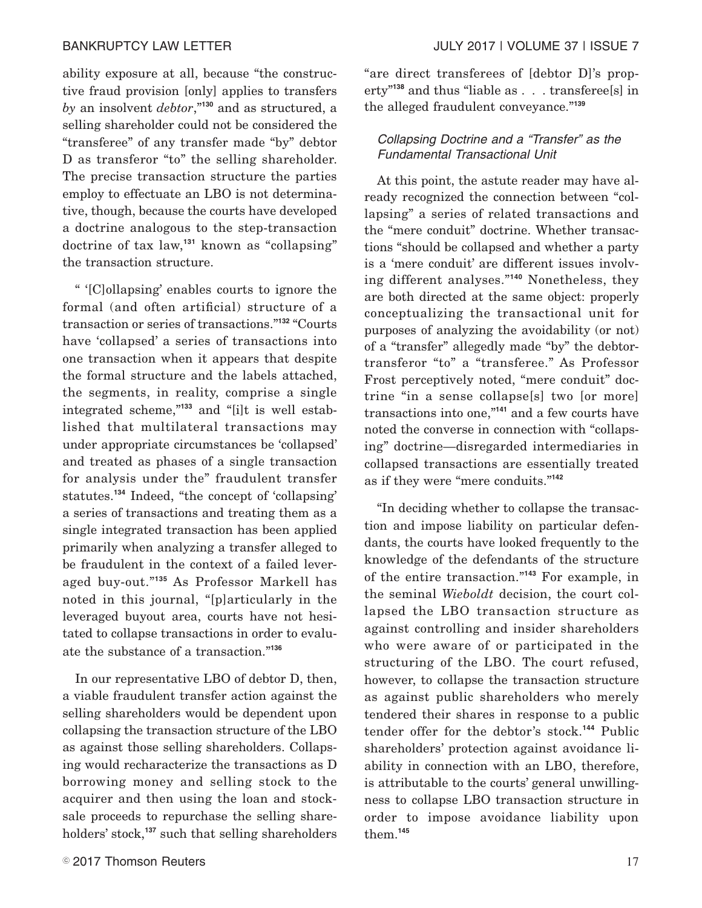ability exposure at all, because "the constructive fraud provision [only] applies to transfers *by* an insolvent *debtor*,"[130] and as structured, a selling shareholder could not be considered the "transferee" of any transfer made "by" debtor D as transferor "to" the selling shareholder. The precise transaction structure the parties employ to effectuate an LBO is not determinative, though, because the courts have developed a doctrine analogous to the step-transaction doctrine of tax law,[131] known as "collapsing" the transaction structure.

" '[C]ollapsing' enables courts to ignore the formal (and often artificial) structure of a transaction or series of transactions."[132] "Courts have 'collapsed' a series of transactions into one transaction when it appears that despite the formal structure and the labels attached, the segments, in reality, comprise a single integrated scheme,"[133] and "[i]t is well established that multilateral transactions may under appropriate circumstances be 'collapsed' and treated as phases of a single transaction for analysis under the" fraudulent transfer statutes.[134] Indeed, "the concept of 'collapsing' a series of transactions and treating them as a single integrated transaction has been applied primarily when analyzing a transfer alleged to be fraudulent in the context of a failed leveraged buy-out."[135] As Professor Markell has noted in this journal, "[p]articularly in the leveraged buyout area, courts have not hesitated to collapse transactions in order to evaluate the substance of a transaction."[136]

In our representative LBO of debtor D, then, a viable fraudulent transfer action against the selling shareholders would be dependent upon collapsing the transaction structure of the LBO as against those selling shareholders. Collapsing would recharacterize the transactions as D borrowing money and selling stock to the acquirer and then using the loan and stock-sale proceeds to repurchase the selling shareholders' stock,[137] such that selling shareholders "are direct transferees of [debtor D]'s property"[138] and thus "liable as . . . transferee[s] in the alleged fraudulent conveyance."[139]

### *Collapsing Doctrine and a "Transfer" as the Fundamental Transactional Unit*

At this point, the astute reader may have already recognized the connection between "collapsing" a series of related transactions and the "mere conduit" doctrine. Whether transactions "should be collapsed and whether a party is a 'mere conduit' are different issues involving different analyses."[140] Nonetheless, they are both directed at the same object: properly conceptualizing the transactional unit for purposes of analyzing the avoidability (or not) of a "transfer" allegedly made "by" the debtor-transferor "to" a "transferee." As Professor Frost perceptively noted, "mere conduit" doctrine "in a sense collapse[s] two [or more] transactions into one,"[141] and a few courts have noted the converse in connection with "collapsing" doctrine—disregarded intermediaries in collapsed transactions are essentially treated as if they were "mere conduits."[142]

"In deciding whether to collapse the transaction and impose liability on particular defendants, the courts have looked frequently to the knowledge of the defendants of the structure of the entire transaction."[143] For example, in the seminal *Wieboldt* decision, the court collapsed the LBO transaction structure as against controlling and insider shareholders who were aware of or participated in the structuring of the LBO. The court refused, however, to collapse the transaction structure as against public shareholders who merely tendered their shares in response to a public tender offer for the debtor's stock.[144] Public shareholders' protection against avoidance liability in connection with an LBO, therefore, is attributable to the courts' general unwillingness to collapse LBO transaction structure in order to impose avoidance liability upon them.[145]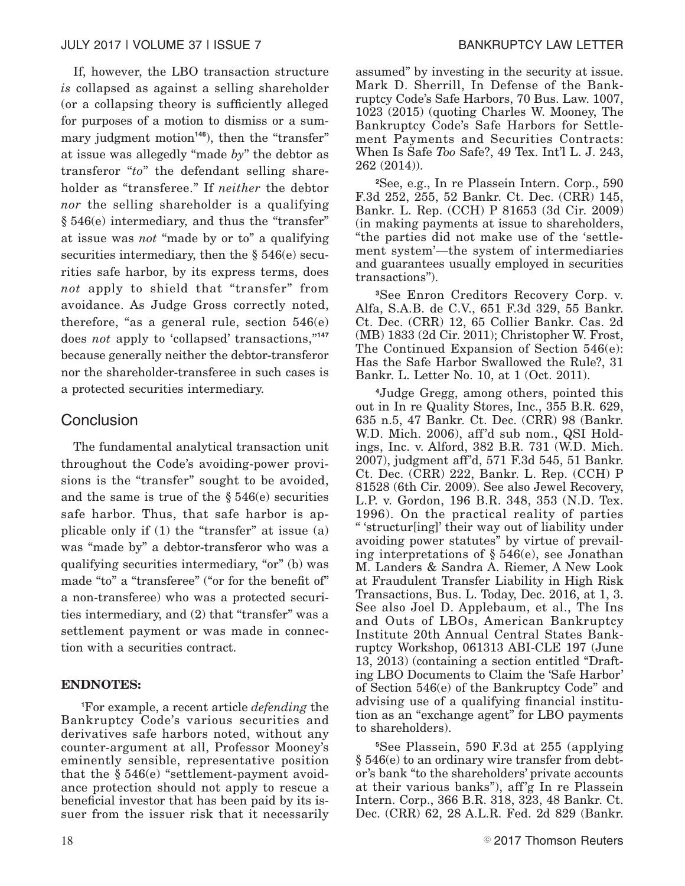If, however, the LBO transaction structure *is* collapsed as against a selling shareholder (or a collapsing theory is sufficiently alleged for purposes of a motion to dismiss or a summary judgment motion[146]), then the "transfer" at issue was allegedly "made *by*" the debtor as transferor "*to*" the defendant selling shareholder as "transferee." If *neither* the debtor *nor* the selling shareholder is a qualifying § 546(e) intermediary, and thus the "transfer" at issue was *not* "made by or to" a qualifying securities intermediary, then the § 546(e) securities safe harbor, by its express terms, does *not* apply to shield that "transfer" from avoidance. As Judge Gross correctly noted, therefore, "as a general rule, section 546(e) does *not* apply to 'collapsed' transactions,"[147] because generally neither the debtor-transferor nor the shareholder-transferee in such cases is a protected securities intermediary.

## Conclusion

The fundamental analytical transaction unit throughout the Code's avoiding-power provisions is the "transfer" sought to be avoided, and the same is true of the § 546(e) securities safe harbor. Thus, that safe harbor is applicable only if (1) the "transfer" at issue (a) was "made by" a debtor-transferor who was a qualifying securities intermediary, "or" (b) was made "to" a "transferee" ("or for the benefit of" a non-transferee) who was a protected securities intermediary, and (2) that "transfer" was a settlement payment or was made in connection with a securities contract.

**ENDNOTES:**

[1]For example, a recent article *defending* the Bankruptcy Code's various securities and derivatives safe harbors noted, without any counter-argument at all, Professor Mooney's eminently sensible, representative position that the § 546(e) "settlement-payment avoidance protection should not apply to rescue a beneficial investor that has been paid by its issuer from the issuer risk that it necessarily assumed" by investing in the security at issue. Mark D. Sherrill, In Defense of the Bankruptcy Code's Safe Harbors, 70 Bus. Law. 1007, 1023 (2015) (quoting Charles W. Mooney, The Bankruptcy Code's Safe Harbors for Settlement Payments and Securities Contracts: When Is Safe *Too* Safe?, 49 Tex. Int'l L. J. 243, 262 (2014)).

[2]See, e.g., In re Plassein Intern. Corp., 590 F.3d 252, 255, 52 Bankr. Ct. Dec. (CRR) 145, Bankr. L. Rep. (CCH) P 81653 (3d Cir. 2009) (in making payments at issue to shareholders, "the parties did not make use of the 'settlement system'—the system of intermediaries and guarantees usually employed in securities transactions").

[3]See Enron Creditors Recovery Corp. v. Alfa, S.A.B. de C.V., 651 F.3d 329, 55 Bankr. Ct. Dec. (CRR) 12, 65 Collier Bankr. Cas. 2d (MB) 1833 (2d Cir. 2011); Christopher W. Frost, The Continued Expansion of Section 546(e): Has the Safe Harbor Swallowed the Rule?, 31 Bankr. L. Letter No. 10, at 1 (Oct. 2011).

[4]Judge Gregg, among others, pointed this out in In re Quality Stores, Inc., 355 B.R. 629, 635 n.5, 47 Bankr. Ct. Dec. (CRR) 98 (Bankr. W.D. Mich. 2006), aff'd sub nom., QSI Holdings, Inc. v. Alford, 382 B.R. 731 (W.D. Mich. 2007), judgment aff'd, 571 F.3d 545, 51 Bankr. Ct. Dec. (CRR) 222, Bankr. L. Rep. (CCH) P 81528 (6th Cir. 2009). See also Jewel Recovery, L.P. v. Gordon, 196 B.R. 348, 353 (N.D. Tex. 1996). On the practical reality of parties "'structur[ing]' their way out of liability under avoiding power statutes" by virtue of prevailing interpretations of § 546(e), see Jonathan M. Landers & Sandra A. Riemer, A New Look at Fraudulent Transfer Liability in High Risk Transactions, Bus. L. Today, Dec. 2016, at 1, 3. See also Joel D. Applebaum, et al., The Ins and Outs of LBOs, American Bankruptcy Institute 20th Annual Central States Bankruptcy Workshop, 061313 ABI-CLE 197 (June 13, 2013) (containing a section entitled "Drafting LBO Documents to Claim the 'Safe Harbor' of Section 546(e) of the Bankruptcy Code" and advising use of a qualifying financial institution as an "exchange agent" for LBO payments to shareholders).

[5]See Plassein, 590 F.3d at 255 (applying § 546(e) to an ordinary wire transfer from debtor's bank "to the shareholders' private accounts at their various banks"), aff'g In re Plassein Intern. Corp., 366 B.R. 318, 323, 48 Bankr. Ct. Dec. (CRR) 62, 28 A.L.R. Fed. 2d 829 (Bankr.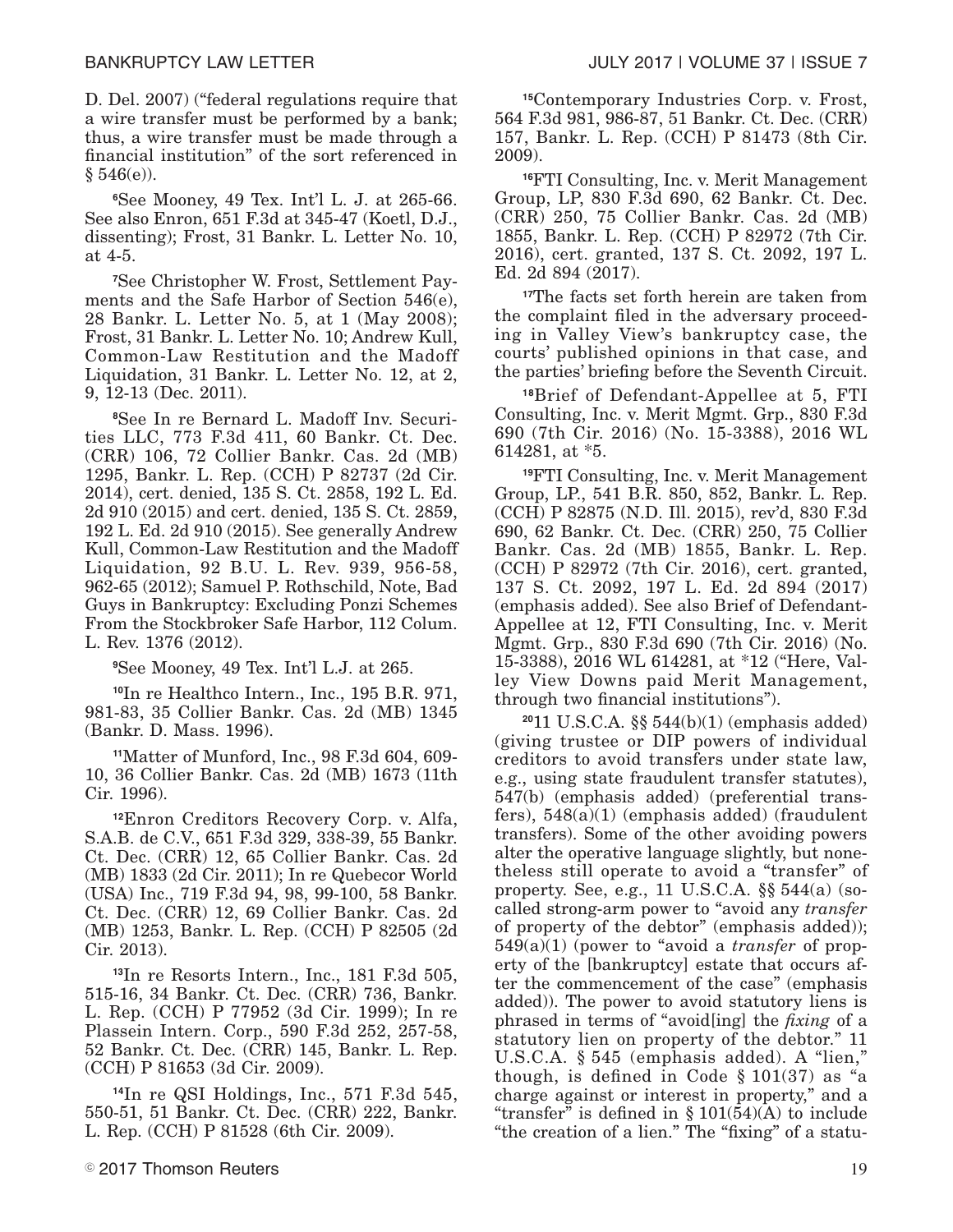D. Del. 2007) ("federal regulations require that a wire transfer must be performed by a bank; thus, a wire transfer must be made through a financial institution" of the sort referenced in § 546(e)).

[6]See Mooney, 49 Tex. Int'l L. J. at 265-66. See also Enron, 651 F.3d at 345-47 (Koetl, D.J., dissenting); Frost, 31 Bankr. L. Letter No. 10, at 4-5.

[7]See Christopher W. Frost, Settlement Payments and the Safe Harbor of Section 546(e), 28 Bankr. L. Letter No. 5, at 1 (May 2008); Frost, 31 Bankr. L. Letter No. 10; Andrew Kull, Common-Law Restitution and the Madoff Liquidation, 31 Bankr. L. Letter No. 12, at 2, 9, 12-13 (Dec. 2011).

[8]See In re Bernard L. Madoff Inv. Securities LLC, 773 F.3d 411, 60 Bankr. Ct. Dec. (CRR) 106, 72 Collier Bankr. Cas. 2d (MB) 1295, Bankr. L. Rep. (CCH) P 82737 (2d Cir. 2014), cert. denied, 135 S. Ct. 2858, 192 L. Ed. 2d 910 (2015) and cert. denied, 135 S. Ct. 2859, 192 L. Ed. 2d 910 (2015). See generally Andrew Kull, Common-Law Restitution and the Madoff Liquidation, 92 B.U. L. Rev. 939, 956-58, 962-65 (2012); Samuel P. Rothschild, Note, Bad Guys in Bankruptcy: Excluding Ponzi Schemes From the Stockbroker Safe Harbor, 112 Colum. L. Rev. 1376 (2012).

[9]See Mooney, 49 Tex. Int'l L.J. at 265.

[10]In re Healthco Intern., Inc., 195 B.R. 971, 981-83, 35 Collier Bankr. Cas. 2d (MB) 1345 (Bankr. D. Mass. 1996).

[11]Matter of Munford, Inc., 98 F.3d 604, 609-10, 36 Collier Bankr. Cas. 2d (MB) 1673 (11th Cir. 1996).

[12]Enron Creditors Recovery Corp. v. Alfa, S.A.B. de C.V., 651 F.3d 329, 338-39, 55 Bankr. Ct. Dec. (CRR) 12, 65 Collier Bankr. Cas. 2d (MB) 1833 (2d Cir. 2011); In re Quebecor World (USA) Inc., 719 F.3d 94, 98, 99-100, 58 Bankr. Ct. Dec. (CRR) 12, 69 Collier Bankr. Cas. 2d (MB) 1253, Bankr. L. Rep. (CCH) P 82505 (2d Cir. 2013).

[13]In re Resorts Intern., Inc., 181 F.3d 505, 515-16, 34 Bankr. Ct. Dec. (CRR) 736, Bankr. L. Rep. (CCH) P 77952 (3d Cir. 1999); In re Plassein Intern. Corp., 590 F.3d 252, 257-58, 52 Bankr. Ct. Dec. (CRR) 145, Bankr. L. Rep. (CCH) P 81653 (3d Cir. 2009).

[14]In re QSI Holdings, Inc., 571 F.3d 545, 550-51, 51 Bankr. Ct. Dec. (CRR) 222, Bankr. L. Rep. (CCH) P 81528 (6th Cir. 2009).

[15]Contemporary Industries Corp. v. Frost, 564 F.3d 981, 986-87, 51 Bankr. Ct. Dec. (CRR) 157, Bankr. L. Rep. (CCH) P 81473 (8th Cir. 2009).

[16]FTI Consulting, Inc. v. Merit Management Group, LP, 830 F.3d 690, 62 Bankr. Ct. Dec. (CRR) 250, 75 Collier Bankr. Cas. 2d (MB) 1855, Bankr. L. Rep. (CCH) P 82972 (7th Cir. 2016), cert. granted, 137 S. Ct. 2092, 197 L. Ed. 2d 894 (2017).

[17]The facts set forth herein are taken from the complaint filed in the adversary proceeding in Valley View's bankruptcy case, the courts' published opinions in that case, and the parties' briefing before the Seventh Circuit.

[18]Brief of Defendant-Appellee at 5, FTI Consulting, Inc. v. Merit Mgmt. Grp., 830 F.3d 690 (7th Cir. 2016) (No. 15-3388), 2016 WL 614281, at *5.

[19]FTI Consulting, Inc. v. Merit Management Group, LP., 541 B.R. 850, 852, Bankr. L. Rep. (CCH) P 82875 (N.D. Ill. 2015), rev'd, 830 F.3d 690, 62 Bankr. Ct. Dec. (CRR) 250, 75 Collier Bankr. Cas. 2d (MB) 1855, Bankr. L. Rep. (CCH) P 82972 (7th Cir. 2016), cert. granted, 137 S. Ct. 2092, 197 L. Ed. 2d 894 (2017) (emphasis added). See also Brief of Defendant-Appellee at 12, FTI Consulting, Inc. v. Merit Mgmt. Grp., 830 F.3d 690 (7th Cir. 2016) (No. 15-3388), 2016 WL 614281, at *12 ("Here, Valley View Downs paid Merit Management, through two financial institutions").

[20]11 U.S.C.A. §§ 544(b)(1) (emphasis added) (giving trustee or DIP powers of individual creditors to avoid transfers under state law, e.g., using state fraudulent transfer statutes), 547(b) (emphasis added) (preferential transfers), 548(a)(1) (emphasis added) (fraudulent transfers). Some of the other avoiding powers alter the operative language slightly, but nonetheless still operate to avoid a "transfer" of property. See, e.g., 11 U.S.C.A. §§ 544(a) (so-called strong-arm power to "avoid any *transfer* of property of the debtor" (emphasis added)); 549(a)(1) (power to "avoid a *transfer* of property of the [bankruptcy] estate that occurs after the commencement of the case" (emphasis added)). The power to avoid statutory liens is phrased in terms of "avoid[ing] the *fixing* of a statutory lien on property of the debtor." 11 U.S.C.A. § 545 (emphasis added). A "lien," though, is defined in Code § 101(37) as "a charge against or interest in property," and a "transfer" is defined in § 101(54)(A) to include "the creation of a lien." The "fixing" of a statu-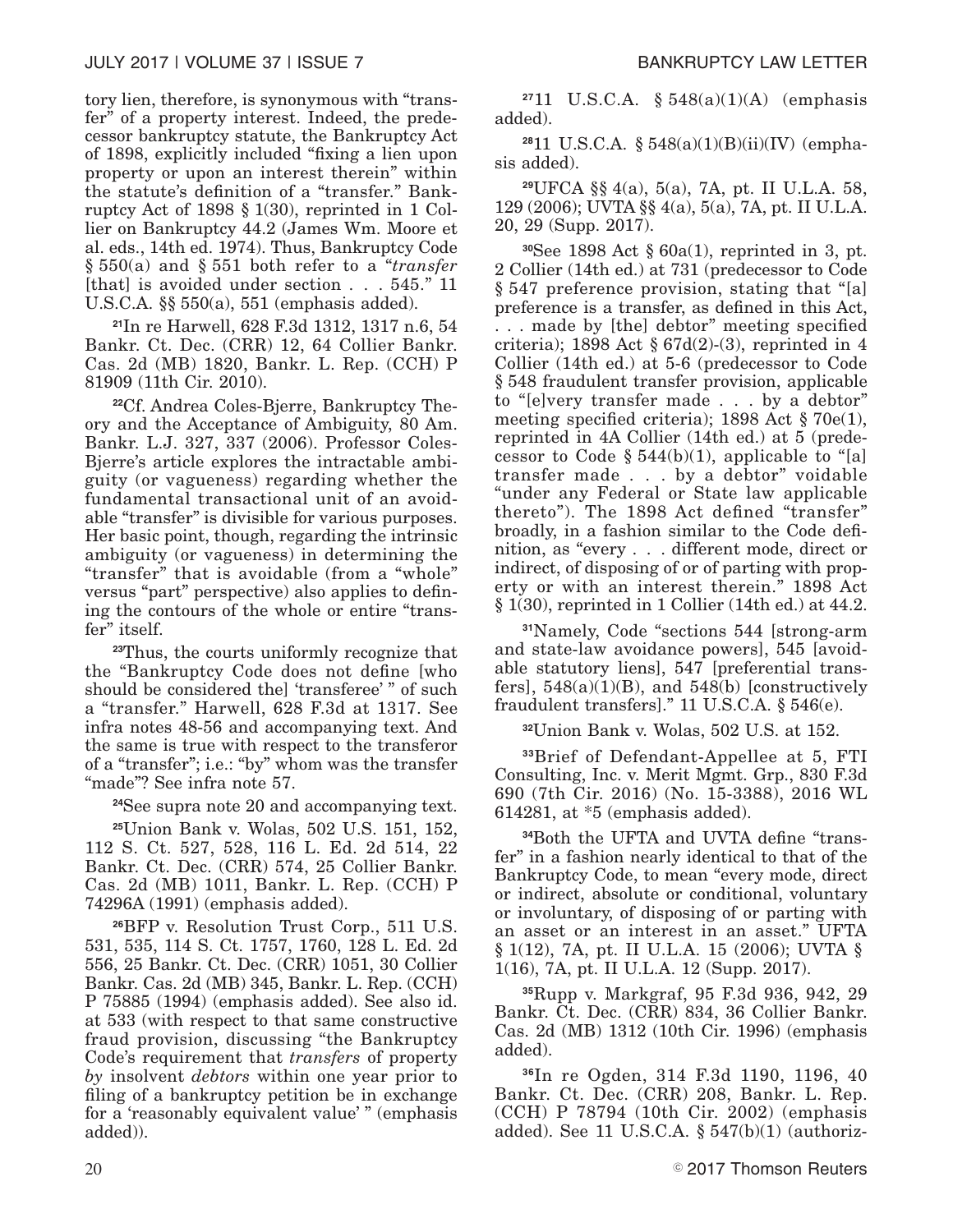tory lien, therefore, is synonymous with "transfer" of a property interest. Indeed, the predecessor bankruptcy statute, the Bankruptcy Act of 1898, explicitly included "fixing a lien upon property or upon an interest therein" within the statute's definition of a "transfer." Bankruptcy Act of 1898 § 1(30), reprinted in 1 Collier on Bankruptcy 44.2 (James Wm. Moore et al. eds., 14th ed. 1974). Thus, Bankruptcy Code § 550(a) and § 551 both refer to a "*transfer* [that] is avoided under section . . . 545." 11 U.S.C.A. §§ 550(a), 551 (emphasis added).

[21]In re Harwell, 628 F.3d 1312, 1317 n.6, 54 Bankr. Ct. Dec. (CRR) 12, 64 Collier Bankr. Cas. 2d (MB) 1820, Bankr. L. Rep. (CCH) P 81909 (11th Cir. 2010).

[22]Cf. Andrea Coles-Bjerre, Bankruptcy Theory and the Acceptance of Ambiguity, 80 Am. Bankr. L.J. 327, 337 (2006). Professor Coles-Bjerre's article explores the intractable ambiguity (or vagueness) regarding whether the fundamental transactional unit of an avoidable "transfer" is divisible for various purposes. Her basic point, though, regarding the intrinsic ambiguity (or vagueness) in determining the "transfer" that is avoidable (from a "whole" versus "part" perspective) also applies to defining the contours of the whole or entire "transfer" itself.

[23]Thus, the courts uniformly recognize that the "Bankruptcy Code does not define [who should be considered the] 'transferee' " of such a "transfer." Harwell, 628 F.3d at 1317. See infra notes 48-56 and accompanying text. And the same is true with respect to the transferor of a "transfer"; i.e.: "by" whom was the transfer "made"? See infra note 57.

[24]See supra note 20 and accompanying text.

[25]Union Bank v. Wolas, 502 U.S. 151, 152, 112 S. Ct. 527, 528, 116 L. Ed. 2d 514, 22 Bankr. Ct. Dec. (CRR) 574, 25 Collier Bankr. Cas. 2d (MB) 1011, Bankr. L. Rep. (CCH) P 74296A (1991) (emphasis added).

[26]BFP v. Resolution Trust Corp., 511 U.S. 531, 535, 114 S. Ct. 1757, 1760, 128 L. Ed. 2d 556, 25 Bankr. Ct. Dec. (CRR) 1051, 30 Collier Bankr. Cas. 2d (MB) 345, Bankr. L. Rep. (CCH) P 75885 (1994) (emphasis added). See also id. at 533 (with respect to that same constructive fraud provision, discussing "the Bankruptcy Code's requirement that *transfers* of property *by* insolvent *debtors* within one year prior to filing of a bankruptcy petition be in exchange for a 'reasonably equivalent value' " (emphasis added)).

[27]11 U.S.C.A. § 548(a)(1)(A) (emphasis added).

[28]11 U.S.C.A. § 548(a)(1)(B)(ii)(IV) (emphasis added).

[29]UFCA §§ 4(a), 5(a), 7A, pt. II U.L.A. 58, 129 (2006); UVTA §§ 4(a), 5(a), 7A, pt. II U.L.A. 20, 29 (Supp. 2017).

[30]See 1898 Act § 60a(1), reprinted in 3, pt. 2 Collier (14th ed.) at 731 (predecessor to Code § 547 preference provision, stating that "[a] preference is a transfer, as defined in this Act, . . . made by [the] debtor" meeting specified criteria); 1898 Act § 67d(2)-(3), reprinted in 4 Collier (14th ed.) at 5-6 (predecessor to Code § 548 fraudulent transfer provision, applicable to "[e]very transfer made . . . by a debtor" meeting specified criteria); 1898 Act § 70e(1), reprinted in 4A Collier (14th ed.) at 5 (predecessor to Code § 544(b)(1), applicable to "[a] transfer made . . . by a debtor" voidable "under any Federal or State law applicable thereto"). The 1898 Act defined "transfer" broadly, in a fashion similar to the Code definition, as "every . . . different mode, direct or indirect, of disposing of or of parting with property or with an interest therein." 1898 Act § 1(30), reprinted in 1 Collier (14th ed.) at 44.2.

[31]Namely, Code "sections 544 [strong-arm and state-law avoidance powers], 545 [avoidable statutory liens], 547 [preferential transfers], 548(a)(1)(B), and 548(b) [constructively fraudulent transfers]." 11 U.S.C.A. § 546(e).

[32]Union Bank v. Wolas, 502 U.S. at 152.

[33]Brief of Defendant-Appellee at 5, FTI Consulting, Inc. v. Merit Mgmt. Grp., 830 F.3d 690 (7th Cir. 2016) (No. 15-3388), 2016 WL 614281, at *5 (emphasis added).

[34]Both the UFTA and UVTA define "transfer" in a fashion nearly identical to that of the Bankruptcy Code, to mean "every mode, direct or indirect, absolute or conditional, voluntary or involuntary, of disposing of or parting with an asset or an interest in an asset." UFTA § 1(12), 7A, pt. II U.L.A. 15 (2006); UVTA § 1(16), 7A, pt. II U.L.A. 12 (Supp. 2017).

[35]Rupp v. Markgraf, 95 F.3d 936, 942, 29 Bankr. Ct. Dec. (CRR) 834, 36 Collier Bankr. Cas. 2d (MB) 1312 (10th Cir. 1996) (emphasis added).

[36]In re Ogden, 314 F.3d 1190, 1196, 40 Bankr. Ct. Dec. (CRR) 208, Bankr. L. Rep. (CCH) P 78794 (10th Cir. 2002) (emphasis added). See 11 U.S.C.A. § 547(b)(1) (authoriz-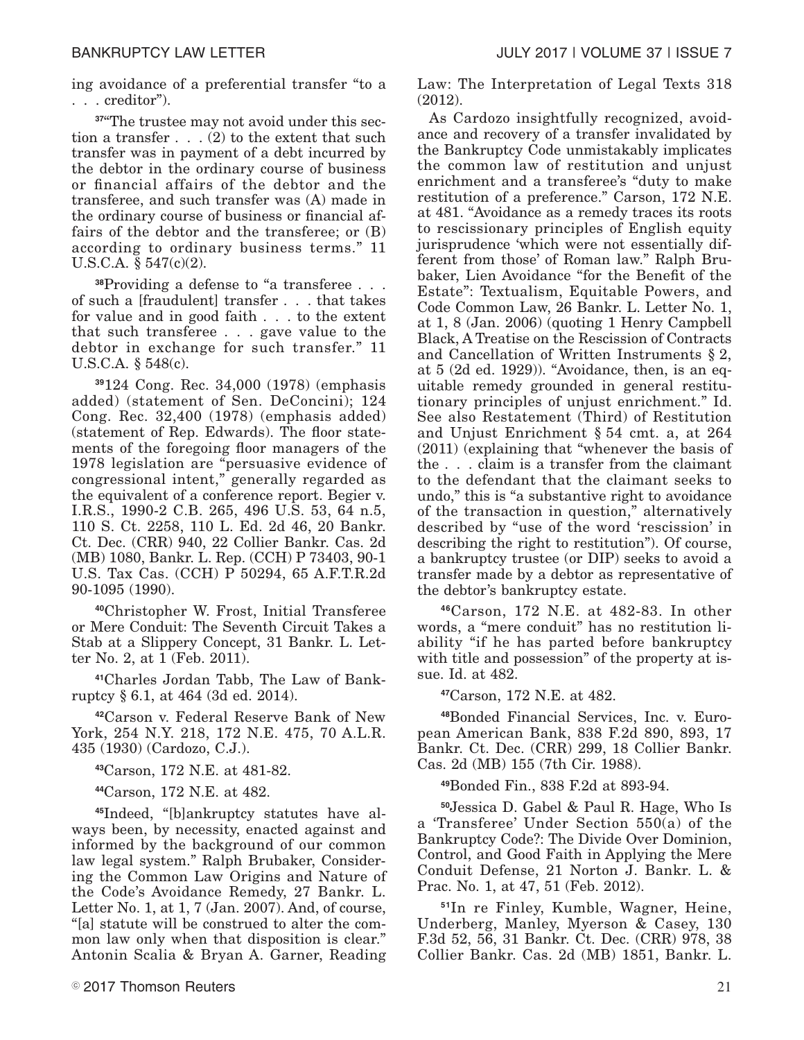ing avoidance of a preferential transfer "to a . . . creditor").

[37]"The trustee may not avoid under this section a transfer . . . (2) to the extent that such transfer was in payment of a debt incurred by the debtor in the ordinary course of business or financial affairs of the debtor and the transferee, and such transfer was (A) made in the ordinary course of business or financial affairs of the debtor and the transferee; or (B) according to ordinary business terms." 11 U.S.C.A. § 547(c)(2).

[38]Providing a defense to "a transferee . . . of such a [fraudulent] transfer . . . that takes for value and in good faith . . . to the extent that such transferee . . . gave value to the debtor in exchange for such transfer." 11 U.S.C.A. § 548(c).

[39]124 Cong. Rec. 34,000 (1978) (emphasis added) (statement of Sen. DeConcini); 124 Cong. Rec. 32,400 (1978) (emphasis added) (statement of Rep. Edwards). The floor statements of the foregoing floor managers of the 1978 legislation are "persuasive evidence of congressional intent," generally regarded as the equivalent of a conference report. Begier v. I.R.S., 1990-2 C.B. 265, 496 U.S. 53, 64 n.5, 110 S. Ct. 2258, 110 L. Ed. 2d 46, 20 Bankr. Ct. Dec. (CRR) 940, 22 Collier Bankr. Cas. 2d (MB) 1080, Bankr. L. Rep. (CCH) P 73403, 90-1 U.S. Tax Cas. (CCH) P 50294, 65 A.F.T.R.2d 90-1095 (1990).

[40]Christopher W. Frost, Initial Transferee or Mere Conduit: The Seventh Circuit Takes a Stab at a Slippery Concept, 31 Bankr. L. Letter No. 2, at 1 (Feb. 2011).

[41]Charles Jordan Tabb, The Law of Bankruptcy § 6.1, at 464 (3d ed. 2014).

[42]Carson v. Federal Reserve Bank of New York, 254 N.Y. 218, 172 N.E. 475, 70 A.L.R. 435 (1930) (Cardozo, C.J.).

[43]Carson, 172 N.E. at 481-82.

[44]Carson, 172 N.E. at 482.

[45]Indeed, "[b]ankruptcy statutes have always been, by necessity, enacted against and informed by the background of our common law legal system." Ralph Brubaker, Considering the Common Law Origins and Nature of the Code's Avoidance Remedy, 27 Bankr. L. Letter No. 1, at 1, 7 (Jan. 2007). And, of course, "[a] statute will be construed to alter the common law only when that disposition is clear." Antonin Scalia & Bryan A. Garner, Reading Law: The Interpretation of Legal Texts 318 (2012).

As Cardozo insightfully recognized, avoidance and recovery of a transfer invalidated by the Bankruptcy Code unmistakably implicates the common law of restitution and unjust enrichment and a transferee's "duty to make restitution of a preference." Carson, 172 N.E. at 481. "Avoidance as a remedy traces its roots to rescissionary principles of English equity jurisprudence 'which were not essentially different from those' of Roman law." Ralph Brubaker, Lien Avoidance "for the Benefit of the Estate": Textualism, Equitable Powers, and Code Common Law, 26 Bankr. L. Letter No. 1, at 1, 8 (Jan. 2006) (quoting 1 Henry Campbell Black, A Treatise on the Rescission of Contracts and Cancellation of Written Instruments § 2, at 5 (2d ed. 1929)). "Avoidance, then, is an equitable remedy grounded in general restitutionary principles of unjust enrichment." Id. See also Restatement (Third) of Restitution and Unjust Enrichment § 54 cmt. a, at 264 (2011) (explaining that "whenever the basis of the . . . claim is a transfer from the claimant to the defendant that the claimant seeks to undo," this is "a substantive right to avoidance of the transaction in question," alternatively described by "use of the word 'rescission' in describing the right to restitution"). Of course, a bankruptcy trustee (or DIP) seeks to avoid a transfer made by a debtor as representative of the debtor's bankruptcy estate.

[46]Carson, 172 N.E. at 482-83. In other words, a "mere conduit" has no restitution liability "if he has parted before bankruptcy with title and possession" of the property at issue. Id. at 482.

[47]Carson, 172 N.E. at 482.

[48]Bonded Financial Services, Inc. v. European American Bank, 838 F.2d 890, 893, 17 Bankr. Ct. Dec. (CRR) 299, 18 Collier Bankr. Cas. 2d (MB) 155 (7th Cir. 1988).

[49]Bonded Fin., 838 F.2d at 893-94.

[50]Jessica D. Gabel & Paul R. Hage, Who Is a 'Transferee' Under Section 550(a) of the Bankruptcy Code?: The Divide Over Dominion, Control, and Good Faith in Applying the Mere Conduit Defense, 21 Norton J. Bankr. L. & Prac. No. 1, at 47, 51 (Feb. 2012).

[51]In re Finley, Kumble, Wagner, Heine, Underberg, Manley, Myerson & Casey, 130 F.3d 52, 56, 31 Bankr. Ct. Dec. (CRR) 978, 38 Collier Bankr. Cas. 2d (MB) 1851, Bankr. L.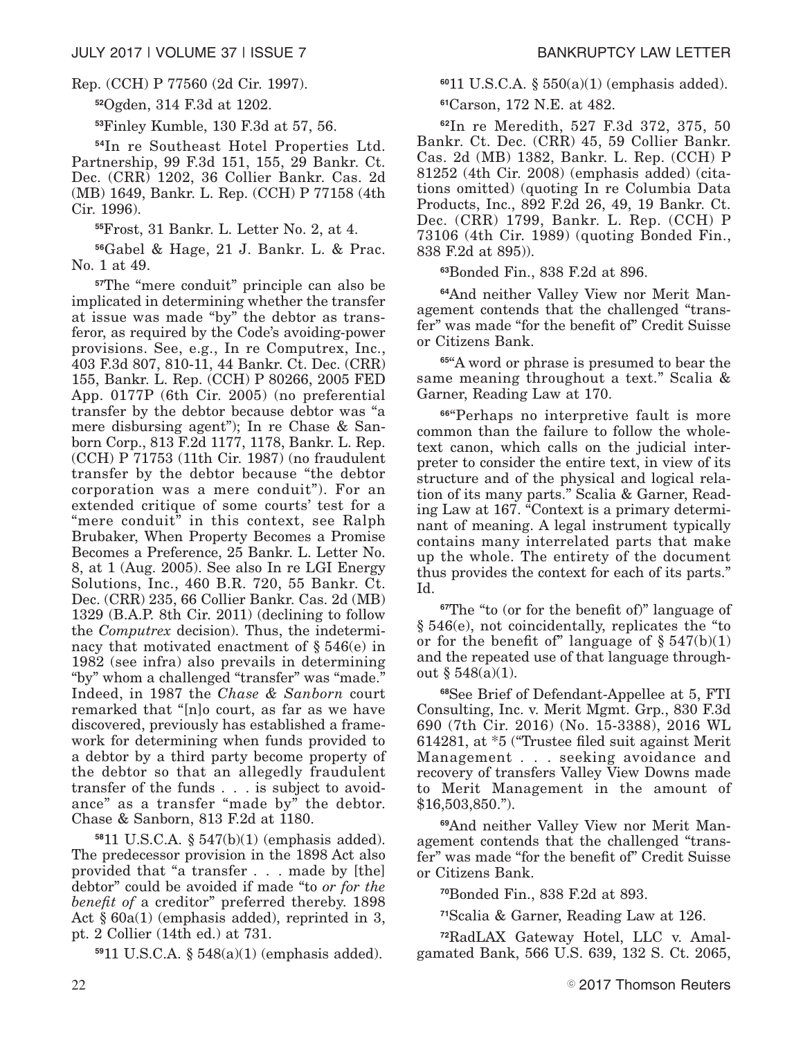Rep. (CCH) P 77560 (2d Cir. 1997).

[52]Ogden, 314 F.3d at 1202.

[53]Finley Kumble, 130 F.3d at 57, 56.

[54]In re Southeast Hotel Properties Ltd. Partnership, 99 F.3d 151, 155, 29 Bankr. Ct. Dec. (CRR) 1202, 36 Collier Bankr. Cas. 2d (MB) 1649, Bankr. L. Rep. (CCH) P 77158 (4th Cir. 1996).

[55]Frost, 31 Bankr. L. Letter No. 2, at 4.

[56]Gabel & Hage, 21 J. Bankr. L. & Prac. No. 1 at 49.

[57]The "mere conduit" principle can also be implicated in determining whether the transfer at issue was made "by" the debtor as transferor, as required by the Code's avoiding-power provisions. See, e.g., In re Computrex, Inc., 403 F.3d 807, 810-11, 44 Bankr. Ct. Dec. (CRR) 155, Bankr. L. Rep. (CCH) P 80266, 2005 FED App. 0177P (6th Cir. 2005) (no preferential transfer by the debtor because debtor was "a mere disbursing agent"); In re Chase & Sanborn Corp., 813 F.2d 1177, 1178, Bankr. L. Rep. (CCH) P 71753 (11th Cir. 1987) (no fraudulent transfer by the debtor because "the debtor corporation was a mere conduit"). For an extended critique of some courts' test for a "mere conduit" in this context, see Ralph Brubaker, When Property Becomes a Promise Becomes a Preference, 25 Bankr. L. Letter No. 8, at 1 (Aug. 2005). See also In re LGI Energy Solutions, Inc., 460 B.R. 720, 55 Bankr. Ct. Dec. (CRR) 235, 66 Collier Bankr. Cas. 2d (MB) 1329 (B.A.P. 8th Cir. 2011) (declining to follow the *Computrex* decision). Thus, the indeterminacy that motivated enactment of § 546(e) in 1982 (see infra) also prevails in determining "by" whom a challenged "transfer" was "made." Indeed, in 1987 the *Chase & Sanborn* court remarked that "[n]o court, as far as we have discovered, previously has established a framework for determining when funds provided to a debtor by a third party become property of the debtor so that an allegedly fraudulent transfer of the funds . . . is subject to avoidance" as a transfer "made by" the debtor. Chase & Sanborn, 813 F.2d at 1180.

[58]11 U.S.C.A. § 547(b)(1) (emphasis added). The predecessor provision in the 1898 Act also provided that "a transfer . . . made by [the] debtor" could be avoided if made "to *or for the benefit of* a creditor" preferred thereby. 1898 Act § 60a(1) (emphasis added), reprinted in 3, pt. 2 Collier (14th ed.) at 731.

[59]11 U.S.C.A. § 548(a)(1) (emphasis added).

[60]11 U.S.C.A. § 550(a)(1) (emphasis added).

[61]Carson, 172 N.E. at 482.

[62]In re Meredith, 527 F.3d 372, 375, 50 Bankr. Ct. Dec. (CRR) 45, 59 Collier Bankr. Cas. 2d (MB) 1382, Bankr. L. Rep. (CCH) P 81252 (4th Cir. 2008) (emphasis added) (citations omitted) (quoting In re Columbia Data Products, Inc., 892 F.2d 26, 49, 19 Bankr. Ct. Dec. (CRR) 1799, Bankr. L. Rep. (CCH) P 73106 (4th Cir. 1989) (quoting Bonded Fin., 838 F.2d at 895)).

[63]Bonded Fin., 838 F.2d at 896.

[64]And neither Valley View nor Merit Management contends that the challenged "transfer" was made "for the benefit of" Credit Suisse or Citizens Bank.

[65]"A word or phrase is presumed to bear the same meaning throughout a text." Scalia & Garner, Reading Law at 170.

[66]"Perhaps no interpretive fault is more common than the failure to follow the whole-text canon, which calls on the judicial interpreter to consider the entire text, in view of its structure and of the physical and logical relation of its many parts." Scalia & Garner, Reading Law at 167. "Context is a primary determinant of meaning. A legal instrument typically contains many interrelated parts that make up the whole. The entirety of the document thus provides the context for each of its parts." Id.

[67]The "to (or for the benefit of)" language of § 546(e), not coincidentally, replicates the "to or for the benefit of" language of § 547(b)(1) and the repeated use of that language throughout § 548(a)(1).

[68]See Brief of Defendant-Appellee at 5, FTI Consulting, Inc. v. Merit Mgmt. Grp., 830 F.3d 690 (7th Cir. 2016) (No. 15-3388), 2016 WL 614281, at *5 ("Trustee filed suit against Merit Management . . . seeking avoidance and recovery of transfers Valley View Downs made to Merit Management in the amount of $16,503,850.").

[69]And neither Valley View nor Merit Management contends that the challenged "transfer" was made "for the benefit of" Credit Suisse or Citizens Bank.

[70]Bonded Fin., 838 F.2d at 893.

[71]Scalia & Garner, Reading Law at 126.

[72]RadLAX Gateway Hotel, LLC v. Amalgamated Bank, 566 U.S. 639, 132 S. Ct. 2065,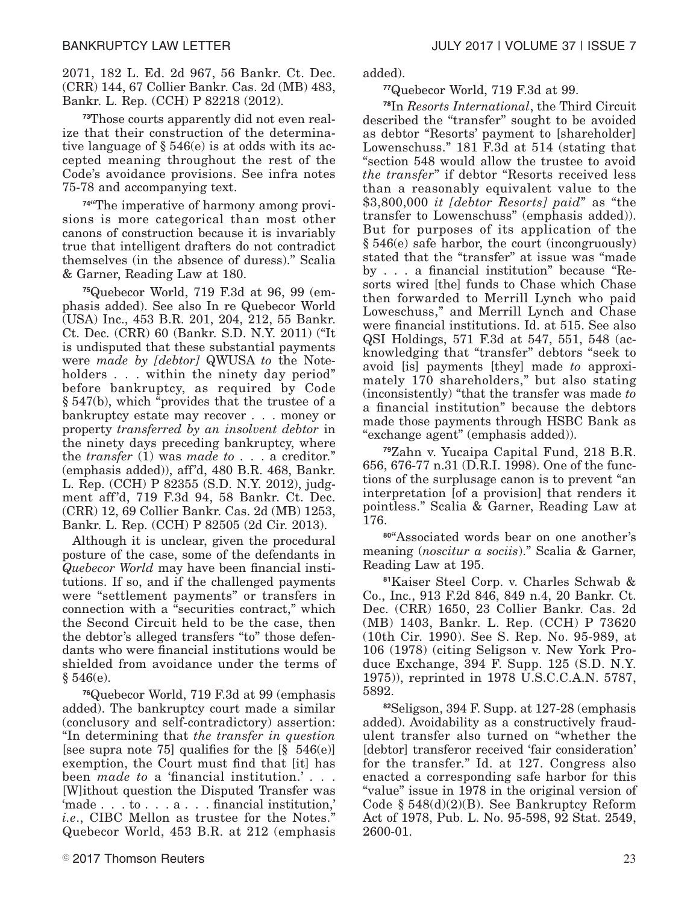2071, 182 L. Ed. 2d 967, 56 Bankr. Ct. Dec. (CRR) 144, 67 Collier Bankr. Cas. 2d (MB) 483, Bankr. L. Rep. (CCH) P 82218 (2012).

[73]Those courts apparently did not even realize that their construction of the determinative language of § 546(e) is at odds with its accepted meaning throughout the rest of the Code's avoidance provisions. See infra notes 75-78 and accompanying text.

[74]"The imperative of harmony among provisions is more categorical than most other canons of construction because it is invariably true that intelligent drafters do not contradict themselves (in the absence of duress)." Scalia & Garner, Reading Law at 180.

[75]Quebecor World, 719 F.3d at 96, 99 (emphasis added). See also In re Quebecor World (USA) Inc., 453 B.R. 201, 204, 212, 55 Bankr. Ct. Dec. (CRR) 60 (Bankr. S.D. N.Y. 2011) ("It is undisputed that these substantial payments were *made by [debtor]* QWUSA *to* the Noteholders . . . within the ninety day period" before bankruptcy, as required by Code § 547(b), which "provides that the trustee of a bankruptcy estate may recover . . . money or property *transferred by an insolvent debtor* in the ninety days preceding bankruptcy, where the *transfer* (1) was *made to* . . . a creditor." (emphasis added)), aff'd, 480 B.R. 468, Bankr. L. Rep. (CCH) P 82355 (S.D. N.Y. 2012), judgment aff'd, 719 F.3d 94, 58 Bankr. Ct. Dec. (CRR) 12, 69 Collier Bankr. Cas. 2d (MB) 1253, Bankr. L. Rep. (CCH) P 82505 (2d Cir. 2013).

Although it is unclear, given the procedural posture of the case, some of the defendants in *Quebecor World* may have been financial institutions. If so, and if the challenged payments were "settlement payments" or transfers in connection with a "securities contract," which the Second Circuit held to be the case, then the debtor's alleged transfers "to" those defendants who were financial institutions would be shielded from avoidance under the terms of § 546(e).

[76]Quebecor World, 719 F.3d at 99 (emphasis added). The bankruptcy court made a similar (conclusory and self-contradictory) assertion: "In determining that *the transfer in question* [see supra note 75] qualifies for the [§ 546(e)] exemption, the Court must find that [it] has been *made to* a 'financial institution.' . . . [W]ithout question the Disputed Transfer was 'made . . . to . . . a . . . financial institution,' *i.e.*, CIBC Mellon as trustee for the Notes." Quebecor World, 453 B.R. at 212 (emphasis added).

[77]Quebecor World, 719 F.3d at 99.

[78]In *Resorts International*, the Third Circuit described the "transfer" sought to be avoided as debtor "Resorts' payment to [shareholder] Lowenschuss." 181 F.3d at 514 (stating that "section 548 would allow the trustee to avoid *the transfer*" if debtor "Resorts received less than a reasonably equivalent value to the $3,800,000 *it [debtor Resorts] paid*" as "the transfer to Lowenschuss" (emphasis added)). But for purposes of its application of the § 546(e) safe harbor, the court (incongruously) stated that the "transfer" at issue was "made by . . . a financial institution" because "Resorts wired [the] funds to Chase which Chase then forwarded to Merrill Lynch who paid Loweschuss," and Merrill Lynch and Chase were financial institutions. Id. at 515. See also QSI Holdings, 571 F.3d at 547, 551, 548 (acknowledging that "transfer" debtors "seek to avoid [is] payments [they] made *to* approximately 170 shareholders," but also stating (inconsistently) "that the transfer was made *to* a financial institution" because the debtors made those payments through HSBC Bank as "exchange agent" (emphasis added)).

[79]Zahn v. Yucaipa Capital Fund, 218 B.R. 656, 676-77 n.31 (D.R.I. 1998). One of the functions of the surplusage canon is to prevent "an interpretation [of a provision] that renders it pointless." Scalia & Garner, Reading Law at 176.

[80]"Associated words bear on one another's meaning (*noscitur a sociis*)." Scalia & Garner, Reading Law at 195.

[81]Kaiser Steel Corp. v. Charles Schwab & Co., Inc., 913 F.2d 846, 849 n.4, 20 Bankr. Ct. Dec. (CRR) 1650, 23 Collier Bankr. Cas. 2d (MB) 1403, Bankr. L. Rep. (CCH) P 73620 (10th Cir. 1990). See S. Rep. No. 95-989, at 106 (1978) (citing Seligson v. New York Produce Exchange, 394 F. Supp. 125 (S.D. N.Y. 1975)), reprinted in 1978 U.S.C.C.A.N. 5787, 5892.

[82]Seligson, 394 F. Supp. at 127-28 (emphasis added). Avoidability as a constructively fraudulent transfer also turned on "whether the [debtor] transferor received 'fair consideration' for the transfer." Id. at 127. Congress also enacted a corresponding safe harbor for this "value" issue in 1978 in the original version of Code § 548(d)(2)(B). See Bankruptcy Reform Act of 1978, Pub. L. No. 95-598, 92 Stat. 2549, 2600-01.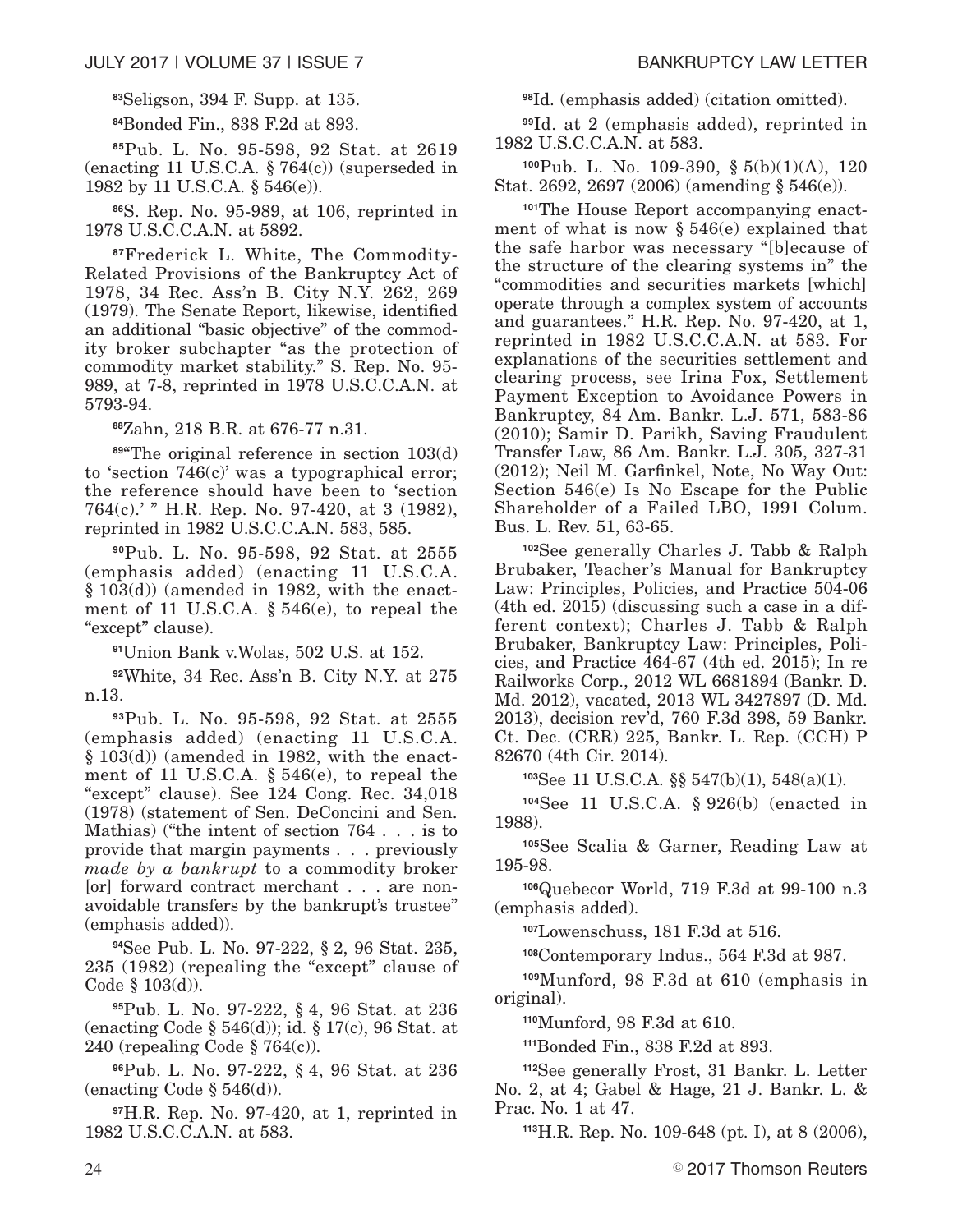[83]Seligson, 394 F. Supp. at 135.

[84]Bonded Fin., 838 F.2d at 893.

[85]Pub. L. No. 95-598, 92 Stat. at 2619 (enacting 11 U.S.C.A. § 764(c)) (superseded in 1982 by 11 U.S.C.A. § 546(e)).

[86]S. Rep. No. 95-989, at 106, reprinted in 1978 U.S.C.C.A.N. at 5892.

[87]Frederick L. White, The Commodity-Related Provisions of the Bankruptcy Act of 1978, 34 Rec. Ass'n B. City N.Y. 262, 269 (1979). The Senate Report, likewise, identified an additional "basic objective" of the commodity broker subchapter "as the protection of commodity market stability." S. Rep. No. 95-989, at 7-8, reprinted in 1978 U.S.C.C.A.N. at 5793-94.

[88]Zahn, 218 B.R. at 676-77 n.31.

[89]"The original reference in section 103(d) to 'section 746(c)' was a typographical error; the reference should have been to 'section 764(c).' " H.R. Rep. No. 97-420, at 3 (1982), reprinted in 1982 U.S.C.C.A.N. 583, 585.

[90]Pub. L. No. 95-598, 92 Stat. at 2555 (emphasis added) (enacting 11 U.S.C.A. § 103(d)) (amended in 1982, with the enactment of 11 U.S.C.A. § 546(e), to repeal the "except" clause).

[91]Union Bank v.Wolas, 502 U.S. at 152.

[92]White, 34 Rec. Ass'n B. City N.Y. at 275 n.13.

[93]Pub. L. No. 95-598, 92 Stat. at 2555 (emphasis added) (enacting 11 U.S.C.A. § 103(d)) (amended in 1982, with the enactment of 11 U.S.C.A. § 546(e), to repeal the "except" clause). See 124 Cong. Rec. 34,018 (1978) (statement of Sen. DeConcini and Sen. Mathias) ("the intent of section 764 . . . is to provide that margin payments . . . previously *made by a bankrupt* to a commodity broker [or] forward contract merchant . . . are non-avoidable transfers by the bankrupt's trustee" (emphasis added)).

[94]See Pub. L. No. 97-222, § 2, 96 Stat. 235, 235 (1982) (repealing the "except" clause of Code § 103(d)).

[95]Pub. L. No. 97-222, § 4, 96 Stat. at 236 (enacting Code § 546(d)); id. § 17(c), 96 Stat. at 240 (repealing Code § 764(c)).

[96]Pub. L. No. 97-222, § 4, 96 Stat. at 236 (enacting Code § 546(d)).

[97]H.R. Rep. No. 97-420, at 1, reprinted in 1982 U.S.C.C.A.N. at 583.

[98]Id. (emphasis added) (citation omitted).

[99]Id. at 2 (emphasis added), reprinted in 1982 U.S.C.C.A.N. at 583.

[100]Pub. L. No. 109-390, § 5(b)(1)(A), 120 Stat. 2692, 2697 (2006) (amending § 546(e)).

[101]The House Report accompanying enactment of what is now § 546(e) explained that the safe harbor was necessary "[b]ecause of the structure of the clearing systems in" the "commodities and securities markets [which] operate through a complex system of accounts and guarantees." H.R. Rep. No. 97-420, at 1, reprinted in 1982 U.S.C.C.A.N. at 583. For explanations of the securities settlement and clearing process, see Irina Fox, Settlement Payment Exception to Avoidance Powers in Bankruptcy, 84 Am. Bankr. L.J. 571, 583-86 (2010); Samir D. Parikh, Saving Fraudulent Transfer Law, 86 Am. Bankr. L.J. 305, 327-31 (2012); Neil M. Garfinkel, Note, No Way Out: Section 546(e) Is No Escape for the Public Shareholder of a Failed LBO, 1991 Colum. Bus. L. Rev. 51, 63-65.

[102]See generally Charles J. Tabb & Ralph Brubaker, Teacher's Manual for Bankruptcy Law: Principles, Policies, and Practice 504-06 (4th ed. 2015) (discussing such a case in a different context); Charles J. Tabb & Ralph Brubaker, Bankruptcy Law: Principles, Policies, and Practice 464-67 (4th ed. 2015); In re Railworks Corp., 2012 WL 6681894 (Bankr. D. Md. 2012), vacated, 2013 WL 3427897 (D. Md. 2013), decision rev'd, 760 F.3d 398, 59 Bankr. Ct. Dec. (CRR) 225, Bankr. L. Rep. (CCH) P 82670 (4th Cir. 2014).

[103]See 11 U.S.C.A. §§ 547(b)(1), 548(a)(1).

[104]See 11 U.S.C.A. § 926(b) (enacted in 1988).

[105]See Scalia & Garner, Reading Law at 195-98.

[106]Quebecor World, 719 F.3d at 99-100 n.3 (emphasis added).

[107]Lowenschuss, 181 F.3d at 516.

[108]Contemporary Indus., 564 F.3d at 987.

[109]Munford, 98 F.3d at 610 (emphasis in original).

[110]Munford, 98 F.3d at 610.

[111]Bonded Fin., 838 F.2d at 893.

[112]See generally Frost, 31 Bankr. L. Letter No. 2, at 4; Gabel & Hage, 21 J. Bankr. L. & Prac. No. 1 at 47.

[113]H.R. Rep. No. 109-648 (pt. I), at 8 (2006),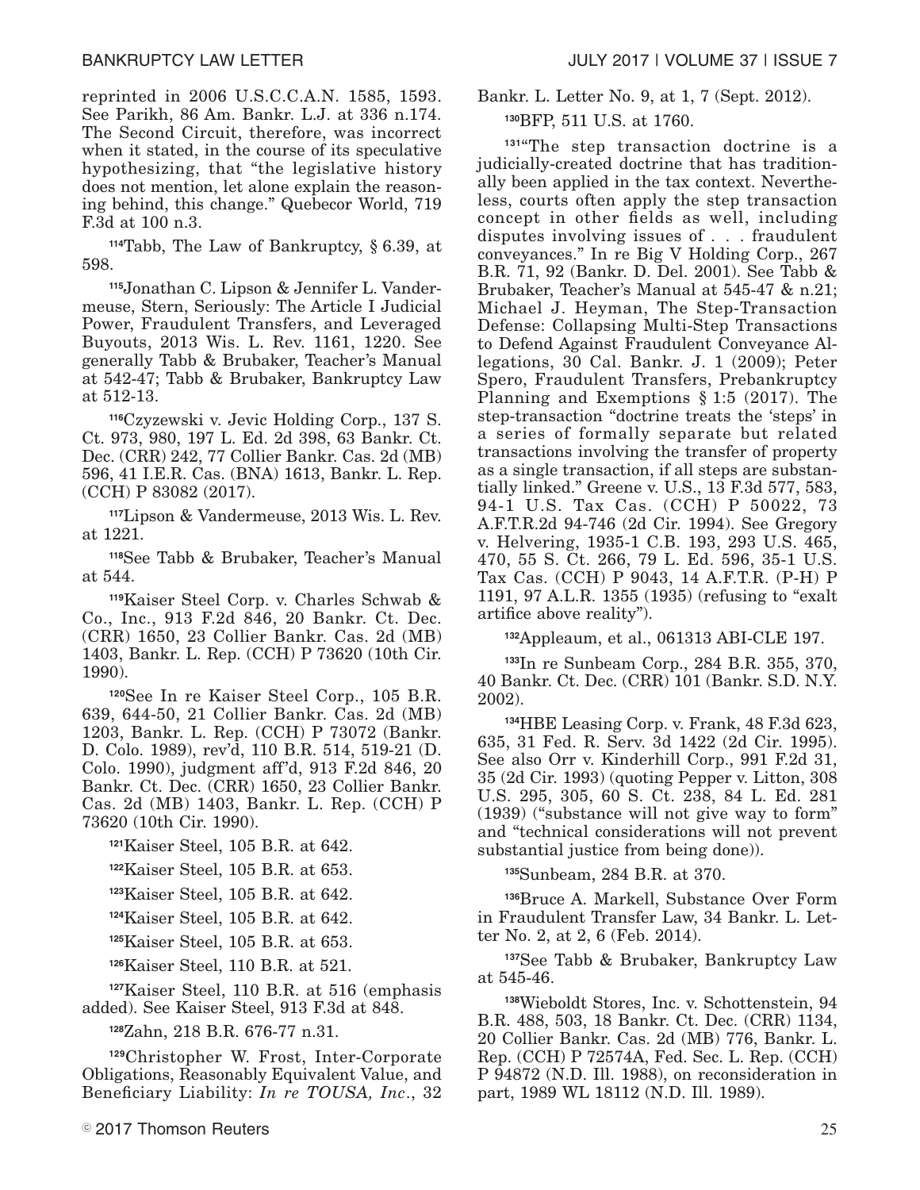reprinted in 2006 U.S.C.C.A.N. 1585, 1593. See Parikh, 86 Am. Bankr. L.J. at 336 n.174. The Second Circuit, therefore, was incorrect when it stated, in the course of its speculative hypothesizing, that "the legislative history does not mention, let alone explain the reasoning behind, this change." Quebecor World, 719 F.3d at 100 n.3.

[114]Tabb, The Law of Bankruptcy, § 6.39, at 598.

[115]Jonathan C. Lipson & Jennifer L. Vandermeuse, Stern, Seriously: The Article I Judicial Power, Fraudulent Transfers, and Leveraged Buyouts, 2013 Wis. L. Rev. 1161, 1220. See generally Tabb & Brubaker, Teacher's Manual at 542-47; Tabb & Brubaker, Bankruptcy Law at 512-13.

[116]Czyzewski v. Jevic Holding Corp., 137 S. Ct. 973, 980, 197 L. Ed. 2d 398, 63 Bankr. Ct. Dec. (CRR) 242, 77 Collier Bankr. Cas. 2d (MB) 596, 41 I.E.R. Cas. (BNA) 1613, Bankr. L. Rep. (CCH) P 83082 (2017).

[117]Lipson & Vandermeuse, 2013 Wis. L. Rev. at 1221.

[118]See Tabb & Brubaker, Teacher's Manual at 544.

[119]Kaiser Steel Corp. v. Charles Schwab & Co., Inc., 913 F.2d 846, 20 Bankr. Ct. Dec. (CRR) 1650, 23 Collier Bankr. Cas. 2d (MB) 1403, Bankr. L. Rep. (CCH) P 73620 (10th Cir. 1990).

[120]See In re Kaiser Steel Corp., 105 B.R. 639, 644-50, 21 Collier Bankr. Cas. 2d (MB) 1203, Bankr. L. Rep. (CCH) P 73072 (Bankr. D. Colo. 1989), rev'd, 110 B.R. 514, 519-21 (D. Colo. 1990), judgment aff'd, 913 F.2d 846, 20 Bankr. Ct. Dec. (CRR) 1650, 23 Collier Bankr. Cas. 2d (MB) 1403, Bankr. L. Rep. (CCH) P 73620 (10th Cir. 1990).

[121]Kaiser Steel, 105 B.R. at 642.

[122]Kaiser Steel, 105 B.R. at 653.

[123]Kaiser Steel, 105 B.R. at 642.

[124]Kaiser Steel, 105 B.R. at 642.

[125]Kaiser Steel, 105 B.R. at 653.

[126]Kaiser Steel, 110 B.R. at 521.

[127]Kaiser Steel, 110 B.R. at 516 (emphasis added). See Kaiser Steel, 913 F.3d at 848.

[128]Zahn, 218 B.R. 676-77 n.31.

[129]Christopher W. Frost, Inter-Corporate Obligations, Reasonably Equivalent Value, and Beneficiary Liability: *In re TOUSA, Inc*., 32 Bankr. L. Letter No. 9, at 1, 7 (Sept. 2012).

[130]BFP, 511 U.S. at 1760.

[131]"The step transaction doctrine is a judicially-created doctrine that has traditionally been applied in the tax context. Nevertheless, courts often apply the step transaction concept in other fields as well, including disputes involving issues of . . . fraudulent conveyances." In re Big V Holding Corp., 267 B.R. 71, 92 (Bankr. D. Del. 2001). See Tabb & Brubaker, Teacher's Manual at 545-47 & n.21; Michael J. Heyman, The Step-Transaction Defense: Collapsing Multi-Step Transactions to Defend Against Fraudulent Conveyance Allegations, 30 Cal. Bankr. J. 1 (2009); Peter Spero, Fraudulent Transfers, Prebankruptcy Planning and Exemptions § 1:5 (2017). The step-transaction "doctrine treats the 'steps' in a series of formally separate but related transactions involving the transfer of property as a single transaction, if all steps are substantially linked." Greene v. U.S., 13 F.3d 577, 583, 94-1 U.S. Tax Cas. (CCH) P 50022, 73 A.F.T.R.2d 94-746 (2d Cir. 1994). See Gregory v. Helvering, 1935-1 C.B. 193, 293 U.S. 465, 470, 55 S. Ct. 266, 79 L. Ed. 596, 35-1 U.S. Tax Cas. (CCH) P 9043, 14 A.F.T.R. (P-H) P 1191, 97 A.L.R. 1355 (1935) (refusing to "exalt artifice above reality").

[132]Appleaum, et al., 061313 ABI-CLE 197.

[133]In re Sunbeam Corp., 284 B.R. 355, 370, 40 Bankr. Ct. Dec. (CRR) 101 (Bankr. S.D. N.Y. 2002).

[134]HBE Leasing Corp. v. Frank, 48 F.3d 623, 635, 31 Fed. R. Serv. 3d 1422 (2d Cir. 1995). See also Orr v. Kinderhill Corp., 991 F.2d 31, 35 (2d Cir. 1993) (quoting Pepper v. Litton, 308 U.S. 295, 305, 60 S. Ct. 238, 84 L. Ed. 281 (1939) ("substance will not give way to form" and "technical considerations will not prevent substantial justice from being done)).

[135]Sunbeam, 284 B.R. at 370.

[136]Bruce A. Markell, Substance Over Form in Fraudulent Transfer Law, 34 Bankr. L. Letter No. 2, at 2, 6 (Feb. 2014).

[137]See Tabb & Brubaker, Bankruptcy Law at 545-46.

[138]Wieboldt Stores, Inc. v. Schottenstein, 94 B.R. 488, 503, 18 Bankr. Ct. Dec. (CRR) 1134, 20 Collier Bankr. Cas. 2d (MB) 776, Bankr. L. Rep. (CCH) P 72574A, Fed. Sec. L. Rep. (CCH) P 94872 (N.D. Ill. 1988), on reconsideration in part, 1989 WL 18112 (N.D. Ill. 1989).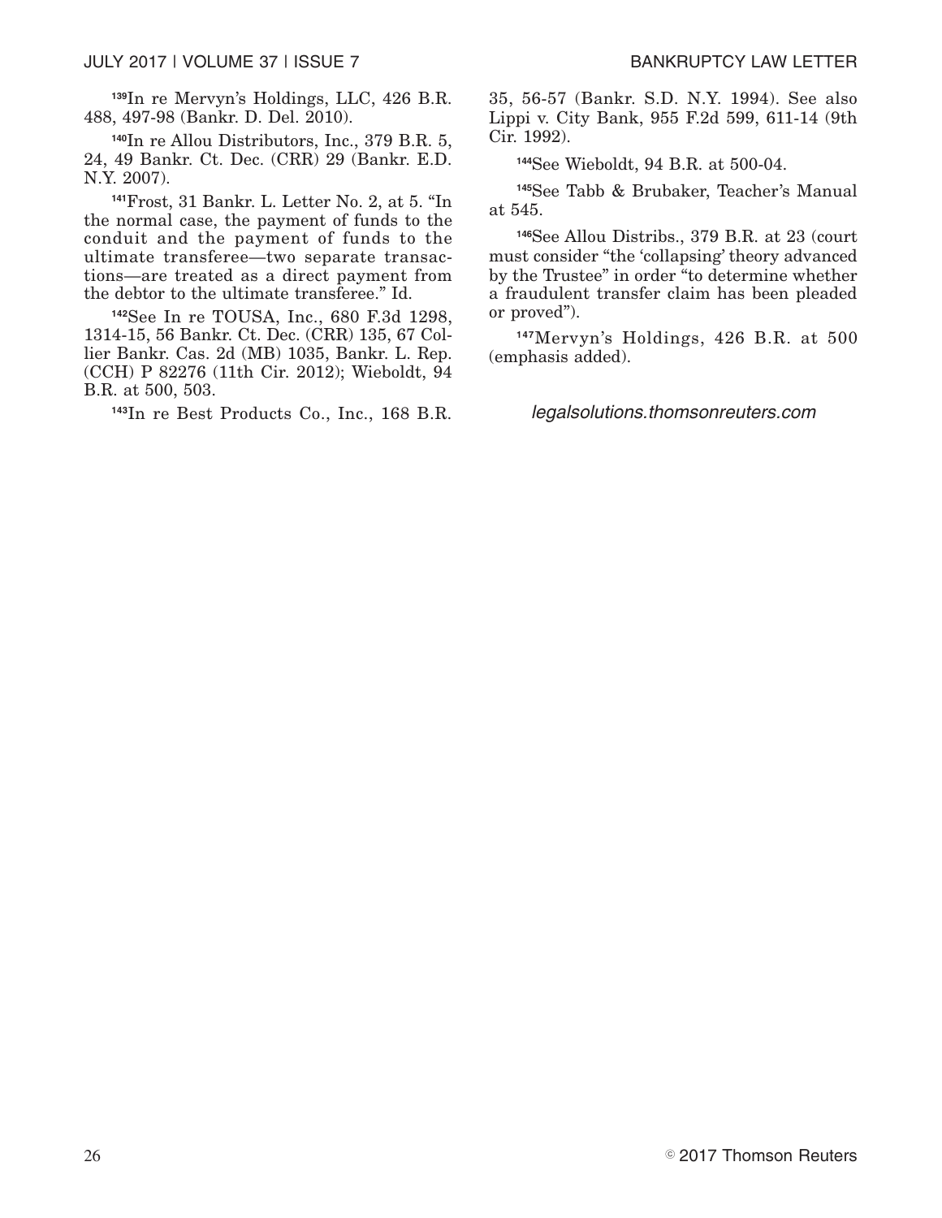[139]In re Mervyn's Holdings, LLC, 426 B.R. 488, 497-98 (Bankr. D. Del. 2010).

[140]In re Allou Distributors, Inc., 379 B.R. 5, 24, 49 Bankr. Ct. Dec. (CRR) 29 (Bankr. E.D. N.Y. 2007).

[141]Frost, 31 Bankr. L. Letter No. 2, at 5. "In the normal case, the payment of funds to the conduit and the payment of funds to the ultimate transferee—two separate transactions—are treated as a direct payment from the debtor to the ultimate transferee." Id.

[142]See In re TOUSA, Inc., 680 F.3d 1298, 1314-15, 56 Bankr. Ct. Dec. (CRR) 135, 67 Collier Bankr. Cas. 2d (MB) 1035, Bankr. L. Rep. (CCH) P 82276 (11th Cir. 2012); Wieboldt, 94 B.R. at 500, 503.

[143]In re Best Products Co., Inc., 168 B.R. 35, 56-57 (Bankr. S.D. N.Y. 1994). See also Lippi v. City Bank, 955 F.2d 599, 611-14 (9th Cir. 1992).

[144]See Wieboldt, 94 B.R. at 500-04.

[145]See Tabb & Brubaker, Teacher's Manual at 545.

[146]See Allou Distribs., 379 B.R. at 23 (court must consider "the 'collapsing' theory advanced by the Trustee" in order "to determine whether a fraudulent transfer claim has been pleaded or proved").

[147]Mervyn's Holdings, 426 B.R. at 500 (emphasis added).

*legalsolutions.thomsonreuters.com*